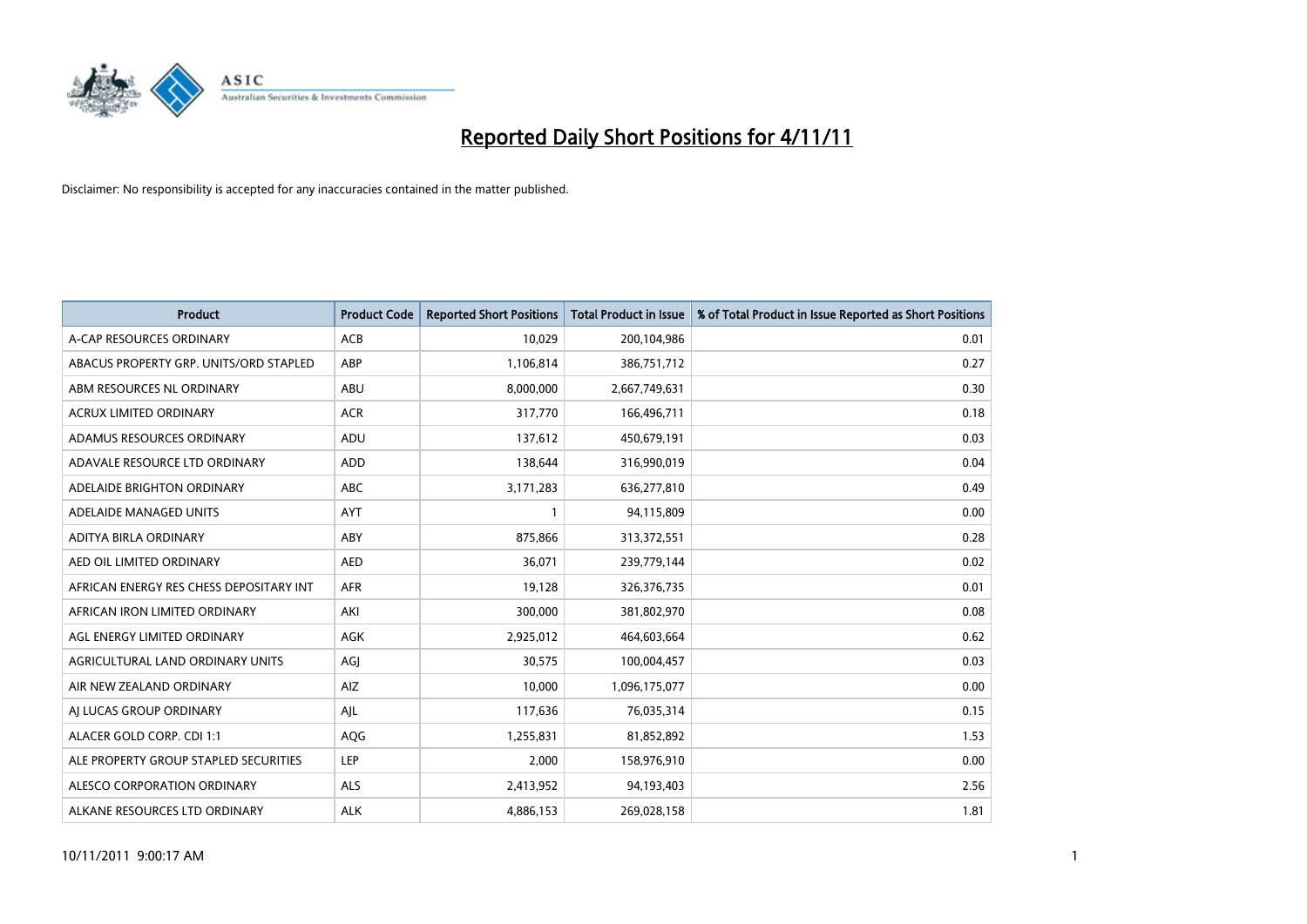# Reported Daily Short Positions for 4/11/11

Disclaimer: No responsibility is accepted for any inaccuracies contained in the matter published.

| Product | Product Code | Reported Short Positions | Total Product in Issue | % of Total Product in Issue Reported as Short Positions |
|---|---|---|---|---|
| A-CAP RESOURCES ORDINARY | ACB | 10,029 | 200,104,986 | 0.01 |
| ABACUS PROPERTY GRP. UNITS/ORD STAPLED | ABP | 1,106,814 | 386,751,712 | 0.27 |
| ABM RESOURCES NL ORDINARY | ABU | 8,000,000 | 2,667,749,631 | 0.30 |
| ACRUX LIMITED ORDINARY | ACR | 317,770 | 166,496,711 | 0.18 |
| ADAMUS RESOURCES ORDINARY | ADU | 137,612 | 450,679,191 | 0.03 |
| ADAVALE RESOURCE LTD ORDINARY | ADD | 138,644 | 316,990,019 | 0.04 |
| ADELAIDE BRIGHTON ORDINARY | ABC | 3,171,283 | 636,277,810 | 0.49 |
| ADELAIDE MANAGED UNITS | AYT | 1 | 94,115,809 | 0.00 |
| ADITYA BIRLA ORDINARY | ABY | 875,866 | 313,372,551 | 0.28 |
| AED OIL LIMITED ORDINARY | AED | 36,071 | 239,779,144 | 0.02 |
| AFRICAN ENERGY RES CHESS DEPOSITARY INT | AFR | 19,128 | 326,376,735 | 0.01 |
| AFRICAN IRON LIMITED ORDINARY | AKI | 300,000 | 381,802,970 | 0.08 |
| AGL ENERGY LIMITED ORDINARY | AGK | 2,925,012 | 464,603,664 | 0.62 |
| AGRICULTURAL LAND ORDINARY UNITS | AGJ | 30,575 | 100,004,457 | 0.03 |
| AIR NEW ZEALAND ORDINARY | AIZ | 10,000 | 1,096,175,077 | 0.00 |
| AJ LUCAS GROUP ORDINARY | AJL | 117,636 | 76,035,314 | 0.15 |
| ALACER GOLD CORP. CDI 1:1 | AQG | 1,255,831 | 81,852,892 | 1.53 |
| ALE PROPERTY GROUP STAPLED SECURITIES | LEP | 2,000 | 158,976,910 | 0.00 |
| ALESCO CORPORATION ORDINARY | ALS | 2,413,952 | 94,193,403 | 2.56 |
| ALKANE RESOURCES LTD ORDINARY | ALK | 4,886,153 | 269,028,158 | 1.81 |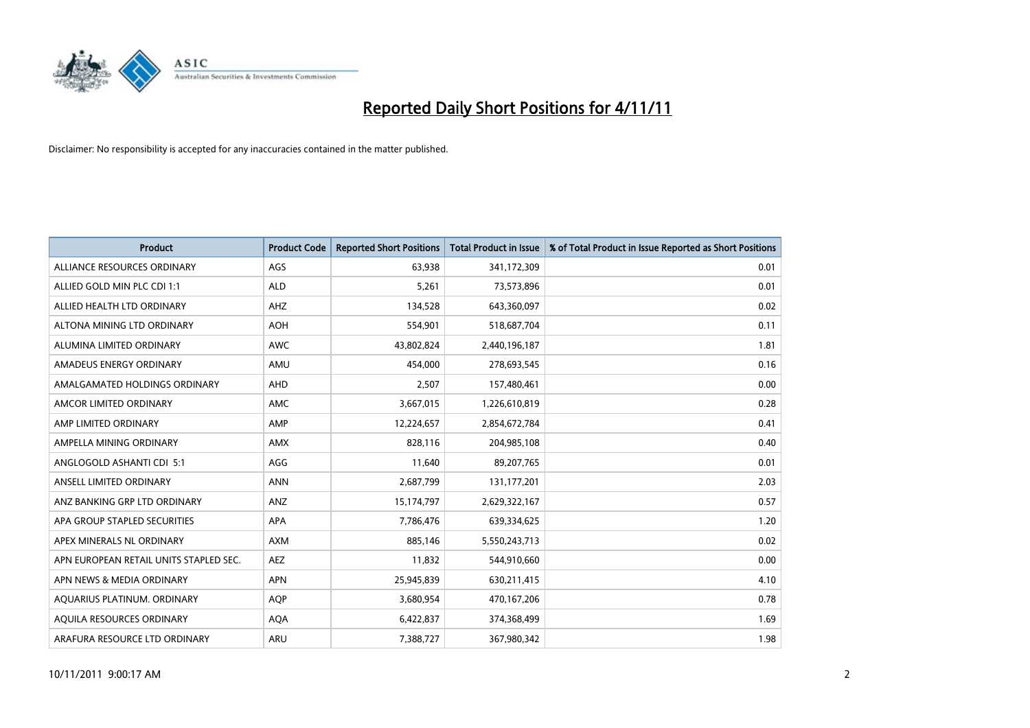# Reported Daily Short Positions for 4/11/11

Disclaimer: No responsibility is accepted for any inaccuracies contained in the matter published.

| Product | Product Code | Reported Short Positions | Total Product in Issue | % of Total Product in Issue Reported as Short Positions |
|---|---|---|---|---|
| ALLIANCE RESOURCES ORDINARY | AGS | 63,938 | 341,172,309 | 0.01 |
| ALLIED GOLD MIN PLC CDI 1:1 | ALD | 5,261 | 73,573,896 | 0.01 |
| ALLIED HEALTH LTD ORDINARY | AHZ | 134,528 | 643,360,097 | 0.02 |
| ALTONA MINING LTD ORDINARY | AOH | 554,901 | 518,687,704 | 0.11 |
| ALUMINA LIMITED ORDINARY | AWC | 43,802,824 | 2,440,196,187 | 1.81 |
| AMADEUS ENERGY ORDINARY | AMU | 454,000 | 278,693,545 | 0.16 |
| AMALGAMATED HOLDINGS ORDINARY | AHD | 2,507 | 157,480,461 | 0.00 |
| AMCOR LIMITED ORDINARY | AMC | 3,667,015 | 1,226,610,819 | 0.28 |
| AMP LIMITED ORDINARY | AMP | 12,224,657 | 2,854,672,784 | 0.41 |
| AMPELLA MINING ORDINARY | AMX | 828,116 | 204,985,108 | 0.40 |
| ANGLOGOLD ASHANTI CDI 5:1 | AGG | 11,640 | 89,207,765 | 0.01 |
| ANSELL LIMITED ORDINARY | ANN | 2,687,799 | 131,177,201 | 2.03 |
| ANZ BANKING GRP LTD ORDINARY | ANZ | 15,174,797 | 2,629,322,167 | 0.57 |
| APA GROUP STAPLED SECURITIES | APA | 7,786,476 | 639,334,625 | 1.20 |
| APEX MINERALS NL ORDINARY | AXM | 885,146 | 5,550,243,713 | 0.02 |
| APN EUROPEAN RETAIL UNITS STAPLED SEC. | AEZ | 11,832 | 544,910,660 | 0.00 |
| APN NEWS & MEDIA ORDINARY | APN | 25,945,839 | 630,211,415 | 4.10 |
| AQUARIUS PLATINUM. ORDINARY | AQP | 3,680,954 | 470,167,206 | 0.78 |
| AQUILA RESOURCES ORDINARY | AQA | 6,422,837 | 374,368,499 | 1.69 |
| ARAFURA RESOURCE LTD ORDINARY | ARU | 7,388,727 | 367,980,342 | 1.98 |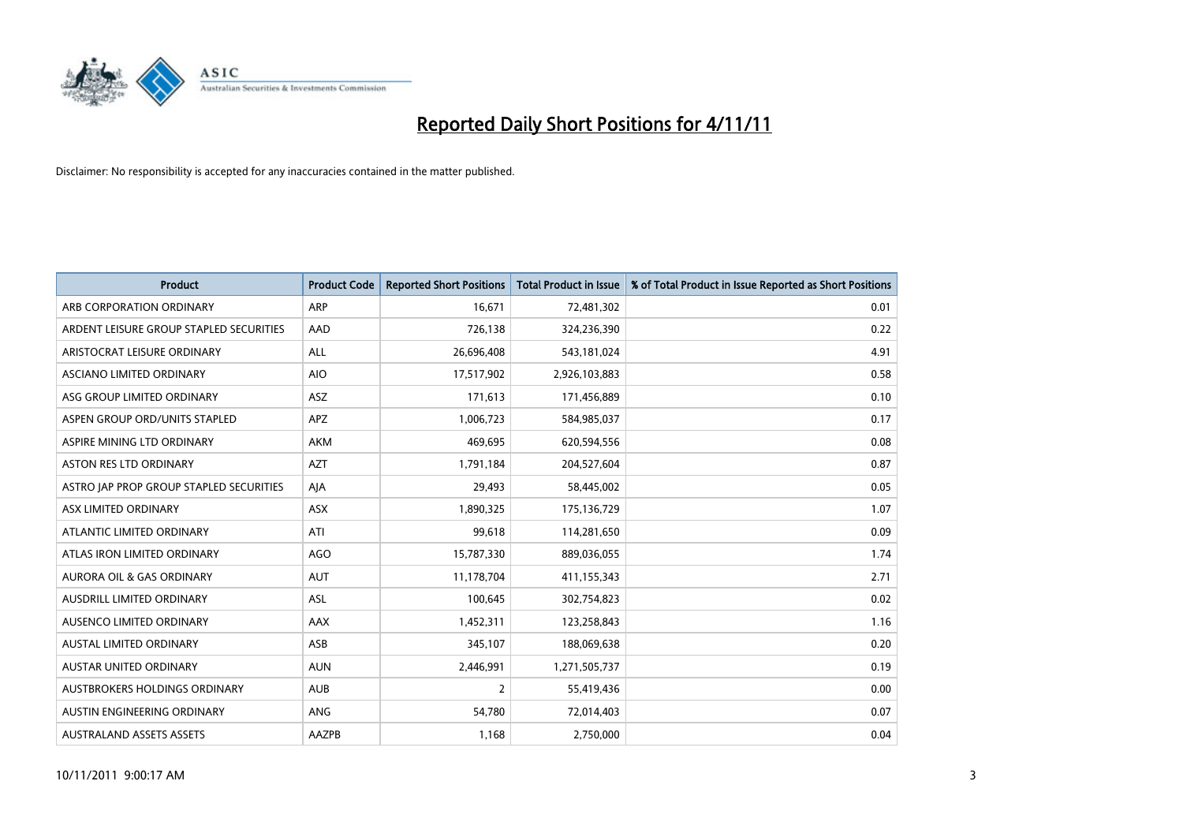# Reported Daily Short Positions for 4/11/11

Disclaimer: No responsibility is accepted for any inaccuracies contained in the matter published.

| Product | Product Code | Reported Short Positions | Total Product in Issue | % of Total Product in Issue Reported as Short Positions |
|---|---|---|---|---|
| ARB CORPORATION ORDINARY | ARP | 16,671 | 72,481,302 | 0.01 |
| ARDENT LEISURE GROUP STAPLED SECURITIES | AAD | 726,138 | 324,236,390 | 0.22 |
| ARISTOCRAT LEISURE ORDINARY | ALL | 26,696,408 | 543,181,024 | 4.91 |
| ASCIANO LIMITED ORDINARY | AIO | 17,517,902 | 2,926,103,883 | 0.58 |
| ASG GROUP LIMITED ORDINARY | ASZ | 171,613 | 171,456,889 | 0.10 |
| ASPEN GROUP ORD/UNITS STAPLED | APZ | 1,006,723 | 584,985,037 | 0.17 |
| ASPIRE MINING LTD ORDINARY | AKM | 469,695 | 620,594,556 | 0.08 |
| ASTON RES LTD ORDINARY | AZT | 1,791,184 | 204,527,604 | 0.87 |
| ASTRO JAP PROP GROUP STAPLED SECURITIES | AJA | 29,493 | 58,445,002 | 0.05 |
| ASX LIMITED ORDINARY | ASX | 1,890,325 | 175,136,729 | 1.07 |
| ATLANTIC LIMITED ORDINARY | ATI | 99,618 | 114,281,650 | 0.09 |
| ATLAS IRON LIMITED ORDINARY | AGO | 15,787,330 | 889,036,055 | 1.74 |
| AURORA OIL & GAS ORDINARY | AUT | 11,178,704 | 411,155,343 | 2.71 |
| AUSDRILL LIMITED ORDINARY | ASL | 100,645 | 302,754,823 | 0.02 |
| AUSENCO LIMITED ORDINARY | AAX | 1,452,311 | 123,258,843 | 1.16 |
| AUSTAL LIMITED ORDINARY | ASB | 345,107 | 188,069,638 | 0.20 |
| AUSTAR UNITED ORDINARY | AUN | 2,446,991 | 1,271,505,737 | 0.19 |
| AUSTBROKERS HOLDINGS ORDINARY | AUB | 2 | 55,419,436 | 0.00 |
| AUSTIN ENGINEERING ORDINARY | ANG | 54,780 | 72,014,403 | 0.07 |
| AUSTRALAND ASSETS ASSETS | AAZPB | 1,168 | 2,750,000 | 0.04 |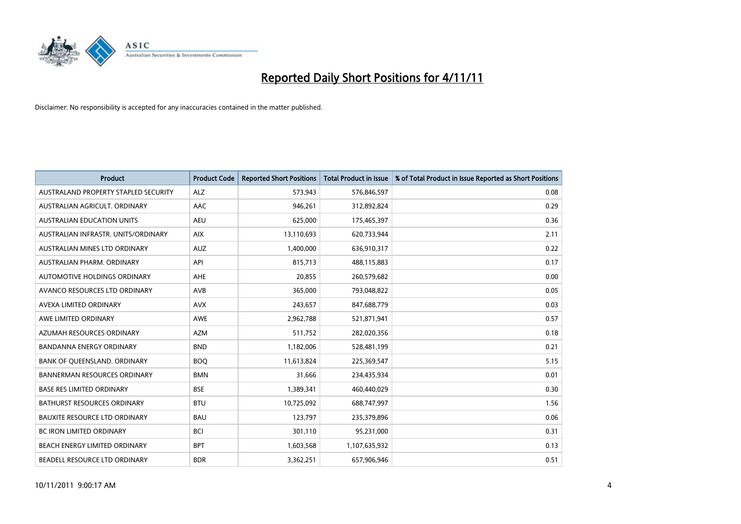# Reported Daily Short Positions for 4/11/11

Disclaimer: No responsibility is accepted for any inaccuracies contained in the matter published.

| Product | Product Code | Reported Short Positions | Total Product in Issue | % of Total Product in Issue Reported as Short Positions |
|---|---|---|---|---|
| AUSTRALAND PROPERTY STAPLED SECURITY | ALZ | 573,943 | 576,846,597 | 0.08 |
| AUSTRALIAN AGRICULT. ORDINARY | AAC | 946,261 | 312,892,824 | 0.29 |
| AUSTRALIAN EDUCATION UNITS | AEU | 625,000 | 175,465,397 | 0.36 |
| AUSTRALIAN INFRASTR. UNITS/ORDINARY | AIX | 13,110,693 | 620,733,944 | 2.11 |
| AUSTRALIAN MINES LTD ORDINARY | AUZ | 1,400,000 | 636,910,317 | 0.22 |
| AUSTRALIAN PHARM. ORDINARY | API | 815,713 | 488,115,883 | 0.17 |
| AUTOMOTIVE HOLDINGS ORDINARY | AHE | 20,855 | 260,579,682 | 0.00 |
| AVANCO RESOURCES LTD ORDINARY | AVB | 365,000 | 793,048,822 | 0.05 |
| AVEXA LIMITED ORDINARY | AVX | 243,657 | 847,688,779 | 0.03 |
| AWE LIMITED ORDINARY | AWE | 2,962,788 | 521,871,941 | 0.57 |
| AZUMAH RESOURCES ORDINARY | AZM | 511,752 | 282,020,356 | 0.18 |
| BANDANNA ENERGY ORDINARY | BND | 1,182,006 | 528,481,199 | 0.21 |
| BANK OF QUEENSLAND. ORDINARY | BOQ | 11,613,824 | 225,369,547 | 5.15 |
| BANNERMAN RESOURCES ORDINARY | BMN | 31,666 | 234,435,934 | 0.01 |
| BASE RES LIMITED ORDINARY | BSE | 1,389,341 | 460,440,029 | 0.30 |
| BATHURST RESOURCES ORDINARY | BTU | 10,725,092 | 688,747,997 | 1.56 |
| BAUXITE RESOURCE LTD ORDINARY | BAU | 123,797 | 235,379,896 | 0.06 |
| BC IRON LIMITED ORDINARY | BCI | 301,110 | 95,231,000 | 0.31 |
| BEACH ENERGY LIMITED ORDINARY | BPT | 1,603,568 | 1,107,635,932 | 0.13 |
| BEADELL RESOURCE LTD ORDINARY | BDR | 3,362,251 | 657,906,946 | 0.51 |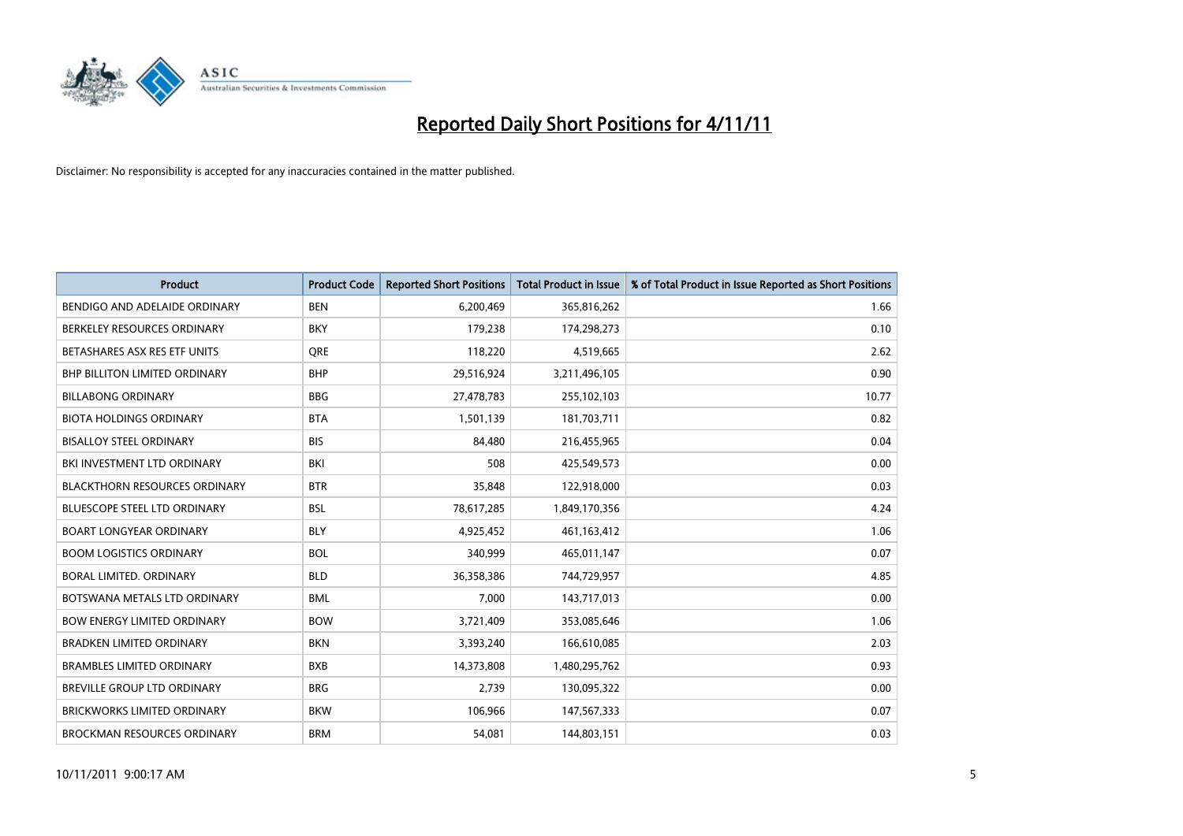# Reported Daily Short Positions for 4/11/11

Disclaimer: No responsibility is accepted for any inaccuracies contained in the matter published.

| Product | Product Code | Reported Short Positions | Total Product in Issue | % of Total Product in Issue Reported as Short Positions |
|---|---|---|---|---|
| BENDIGO AND ADELAIDE ORDINARY | BEN | 6,200,469 | 365,816,262 | 1.66 |
| BERKELEY RESOURCES ORDINARY | BKY | 179,238 | 174,298,273 | 0.10 |
| BETASHARES ASX RES ETF UNITS | QRE | 118,220 | 4,519,665 | 2.62 |
| BHP BILLITON LIMITED ORDINARY | BHP | 29,516,924 | 3,211,496,105 | 0.90 |
| BILLABONG ORDINARY | BBG | 27,478,783 | 255,102,103 | 10.77 |
| BIOTA HOLDINGS ORDINARY | BTA | 1,501,139 | 181,703,711 | 0.82 |
| BISALLOY STEEL ORDINARY | BIS | 84,480 | 216,455,965 | 0.04 |
| BKI INVESTMENT LTD ORDINARY | BKI | 508 | 425,549,573 | 0.00 |
| BLACKTHORN RESOURCES ORDINARY | BTR | 35,848 | 122,918,000 | 0.03 |
| BLUESCOPE STEEL LTD ORDINARY | BSL | 78,617,285 | 1,849,170,356 | 4.24 |
| BOART LONGYEAR ORDINARY | BLY | 4,925,452 | 461,163,412 | 1.06 |
| BOOM LOGISTICS ORDINARY | BOL | 340,999 | 465,011,147 | 0.07 |
| BORAL LIMITED. ORDINARY | BLD | 36,358,386 | 744,729,957 | 4.85 |
| BOTSWANA METALS LTD ORDINARY | BML | 7,000 | 143,717,013 | 0.00 |
| BOW ENERGY LIMITED ORDINARY | BOW | 3,721,409 | 353,085,646 | 1.06 |
| BRADKEN LIMITED ORDINARY | BKN | 3,393,240 | 166,610,085 | 2.03 |
| BRAMBLES LIMITED ORDINARY | BXB | 14,373,808 | 1,480,295,762 | 0.93 |
| BREVILLE GROUP LTD ORDINARY | BRG | 2,739 | 130,095,322 | 0.00 |
| BRICKWORKS LIMITED ORDINARY | BKW | 106,966 | 147,567,333 | 0.07 |
| BROCKMAN RESOURCES ORDINARY | BRM | 54,081 | 144,803,151 | 0.03 |

10/11/2011 9:00:17 AM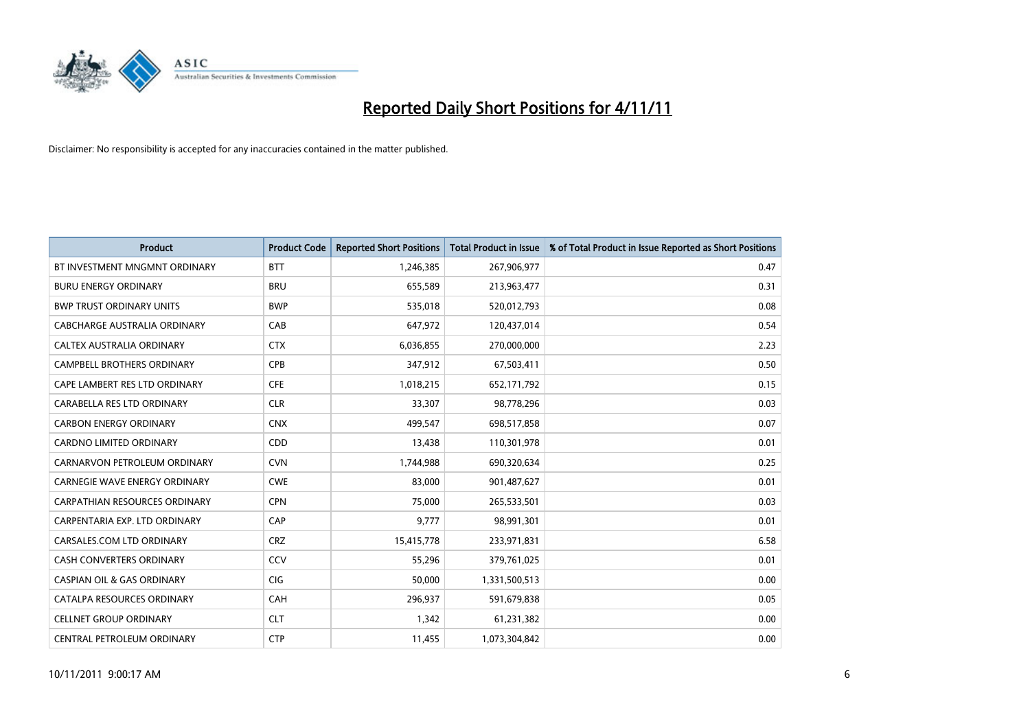# Reported Daily Short Positions for 4/11/11

Disclaimer: No responsibility is accepted for any inaccuracies contained in the matter published.

| Product | Product Code | Reported Short Positions | Total Product in Issue | % of Total Product in Issue Reported as Short Positions |
|---|---|---|---|---|
| BT INVESTMENT MNGMNT ORDINARY | BTT | 1,246,385 | 267,906,977 | 0.47 |
| BURU ENERGY ORDINARY | BRU | 655,589 | 213,963,477 | 0.31 |
| BWP TRUST ORDINARY UNITS | BWP | 535,018 | 520,012,793 | 0.08 |
| CABCHARGE AUSTRALIA ORDINARY | CAB | 647,972 | 120,437,014 | 0.54 |
| CALTEX AUSTRALIA ORDINARY | CTX | 6,036,855 | 270,000,000 | 2.23 |
| CAMPBELL BROTHERS ORDINARY | CPB | 347,912 | 67,503,411 | 0.50 |
| CAPE LAMBERT RES LTD ORDINARY | CFE | 1,018,215 | 652,171,792 | 0.15 |
| CARABELLA RES LTD ORDINARY | CLR | 33,307 | 98,778,296 | 0.03 |
| CARBON ENERGY ORDINARY | CNX | 499,547 | 698,517,858 | 0.07 |
| CARDNO LIMITED ORDINARY | CDD | 13,438 | 110,301,978 | 0.01 |
| CARNARVON PETROLEUM ORDINARY | CVN | 1,744,988 | 690,320,634 | 0.25 |
| CARNEGIE WAVE ENERGY ORDINARY | CWE | 83,000 | 901,487,627 | 0.01 |
| CARPATHIAN RESOURCES ORDINARY | CPN | 75,000 | 265,533,501 | 0.03 |
| CARPENTARIA EXP. LTD ORDINARY | CAP | 9,777 | 98,991,301 | 0.01 |
| CARSALES.COM LTD ORDINARY | CRZ | 15,415,778 | 233,971,831 | 6.58 |
| CASH CONVERTERS ORDINARY | CCV | 55,296 | 379,761,025 | 0.01 |
| CASPIAN OIL & GAS ORDINARY | CIG | 50,000 | 1,331,500,513 | 0.00 |
| CATALPA RESOURCES ORDINARY | CAH | 296,937 | 591,679,838 | 0.05 |
| CELLNET GROUP ORDINARY | CLT | 1,342 | 61,231,382 | 0.00 |
| CENTRAL PETROLEUM ORDINARY | CTP | 11,455 | 1,073,304,842 | 0.00 |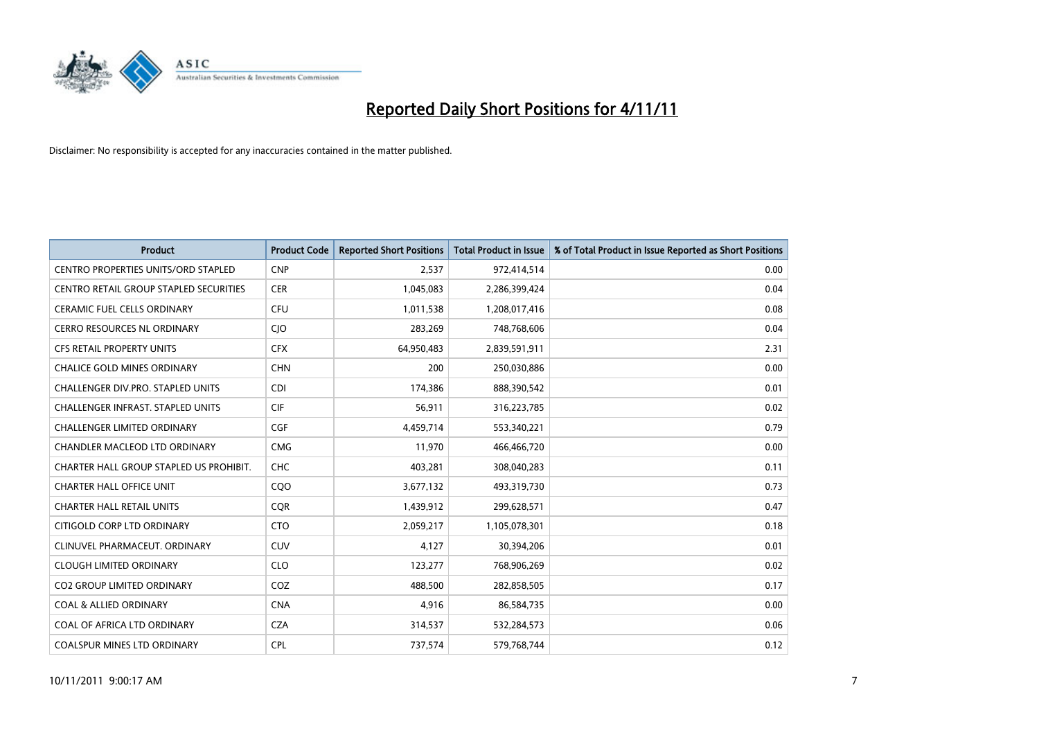# Reported Daily Short Positions for 4/11/11

Disclaimer: No responsibility is accepted for any inaccuracies contained in the matter published.

| Product | Product Code | Reported Short Positions | Total Product in Issue | % of Total Product in Issue Reported as Short Positions |
|---|---|---|---|---|
| CENTRO PROPERTIES UNITS/ORD STAPLED | CNP | 2,537 | 972,414,514 | 0.00 |
| CENTRO RETAIL GROUP STAPLED SECURITIES | CER | 1,045,083 | 2,286,399,424 | 0.04 |
| CERAMIC FUEL CELLS ORDINARY | CFU | 1,011,538 | 1,208,017,416 | 0.08 |
| CERRO RESOURCES NL ORDINARY | CJO | 283,269 | 748,768,606 | 0.04 |
| CFS RETAIL PROPERTY UNITS | CFX | 64,950,483 | 2,839,591,911 | 2.31 |
| CHALICE GOLD MINES ORDINARY | CHN | 200 | 250,030,886 | 0.00 |
| CHALLENGER DIV.PRO. STAPLED UNITS | CDI | 174,386 | 888,390,542 | 0.01 |
| CHALLENGER INFRAST. STAPLED UNITS | CIF | 56,911 | 316,223,785 | 0.02 |
| CHALLENGER LIMITED ORDINARY | CGF | 4,459,714 | 553,340,221 | 0.79 |
| CHANDLER MACLEOD LTD ORDINARY | CMG | 11,970 | 466,466,720 | 0.00 |
| CHARTER HALL GROUP STAPLED US PROHIBIT. | CHC | 403,281 | 308,040,283 | 0.11 |
| CHARTER HALL OFFICE UNIT | CQO | 3,677,132 | 493,319,730 | 0.73 |
| CHARTER HALL RETAIL UNITS | CQR | 1,439,912 | 299,628,571 | 0.47 |
| CITIGOLD CORP LTD ORDINARY | CTO | 2,059,217 | 1,105,078,301 | 0.18 |
| CLINUVEL PHARMACEUT. ORDINARY | CUV | 4,127 | 30,394,206 | 0.01 |
| CLOUGH LIMITED ORDINARY | CLO | 123,277 | 768,906,269 | 0.02 |
| CO2 GROUP LIMITED ORDINARY | COZ | 488,500 | 282,858,505 | 0.17 |
| COAL & ALLIED ORDINARY | CNA | 4,916 | 86,584,735 | 0.00 |
| COAL OF AFRICA LTD ORDINARY | CZA | 314,537 | 532,284,573 | 0.06 |
| COALSPUR MINES LTD ORDINARY | CPL | 737,574 | 579,768,744 | 0.12 |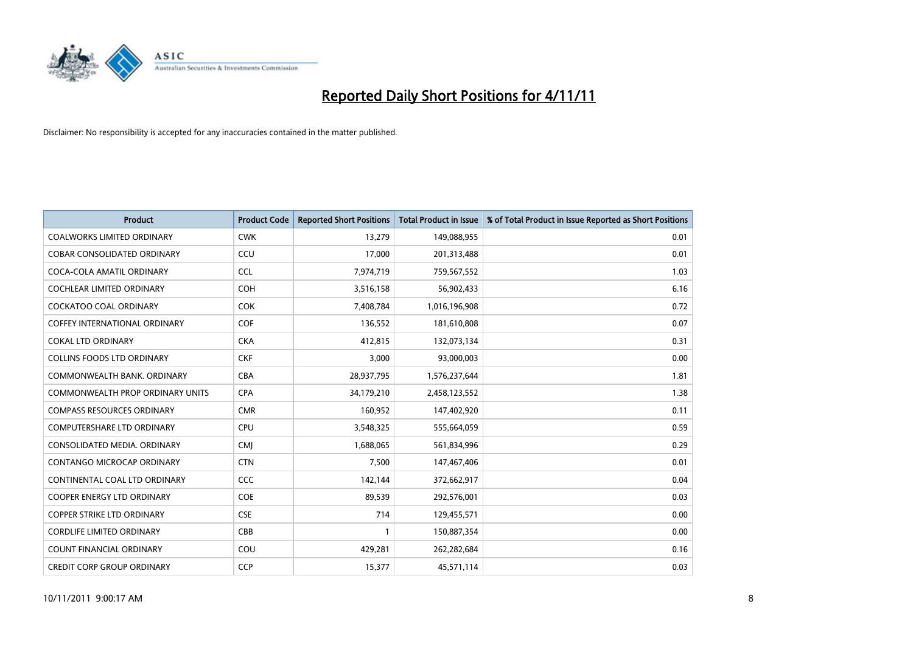# Reported Daily Short Positions for 4/11/11

Disclaimer: No responsibility is accepted for any inaccuracies contained in the matter published.

| Product | Product Code | Reported Short Positions | Total Product in Issue | % of Total Product in Issue Reported as Short Positions |
|---|---|---|---|---|
| COALWORKS LIMITED ORDINARY | CWK | 13,279 | 149,088,955 | 0.01 |
| COBAR CONSOLIDATED ORDINARY | CCU | 17,000 | 201,313,488 | 0.01 |
| COCA-COLA AMATIL ORDINARY | CCL | 7,974,719 | 759,567,552 | 1.03 |
| COCHLEAR LIMITED ORDINARY | COH | 3,516,158 | 56,902,433 | 6.16 |
| COCKATOO COAL ORDINARY | COK | 7,408,784 | 1,016,196,908 | 0.72 |
| COFFEY INTERNATIONAL ORDINARY | COF | 136,552 | 181,610,808 | 0.07 |
| COKAL LTD ORDINARY | CKA | 412,815 | 132,073,134 | 0.31 |
| COLLINS FOODS LTD ORDINARY | CKF | 3,000 | 93,000,003 | 0.00 |
| COMMONWEALTH BANK. ORDINARY | CBA | 28,937,795 | 1,576,237,644 | 1.81 |
| COMMONWEALTH PROP ORDINARY UNITS | CPA | 34,179,210 | 2,458,123,552 | 1.38 |
| COMPASS RESOURCES ORDINARY | CMR | 160,952 | 147,402,920 | 0.11 |
| COMPUTERSHARE LTD ORDINARY | CPU | 3,548,325 | 555,664,059 | 0.59 |
| CONSOLIDATED MEDIA. ORDINARY | CMJ | 1,688,065 | 561,834,996 | 0.29 |
| CONTANGO MICROCAP ORDINARY | CTN | 7,500 | 147,467,406 | 0.01 |
| CONTINENTAL COAL LTD ORDINARY | CCC | 142,144 | 372,662,917 | 0.04 |
| COOPER ENERGY LTD ORDINARY | COE | 89,539 | 292,576,001 | 0.03 |
| COPPER STRIKE LTD ORDINARY | CSE | 714 | 129,455,571 | 0.00 |
| CORDLIFE LIMITED ORDINARY | CBB | 1 | 150,887,354 | 0.00 |
| COUNT FINANCIAL ORDINARY | COU | 429,281 | 262,282,684 | 0.16 |
| CREDIT CORP GROUP ORDINARY | CCP | 15,377 | 45,571,114 | 0.03 |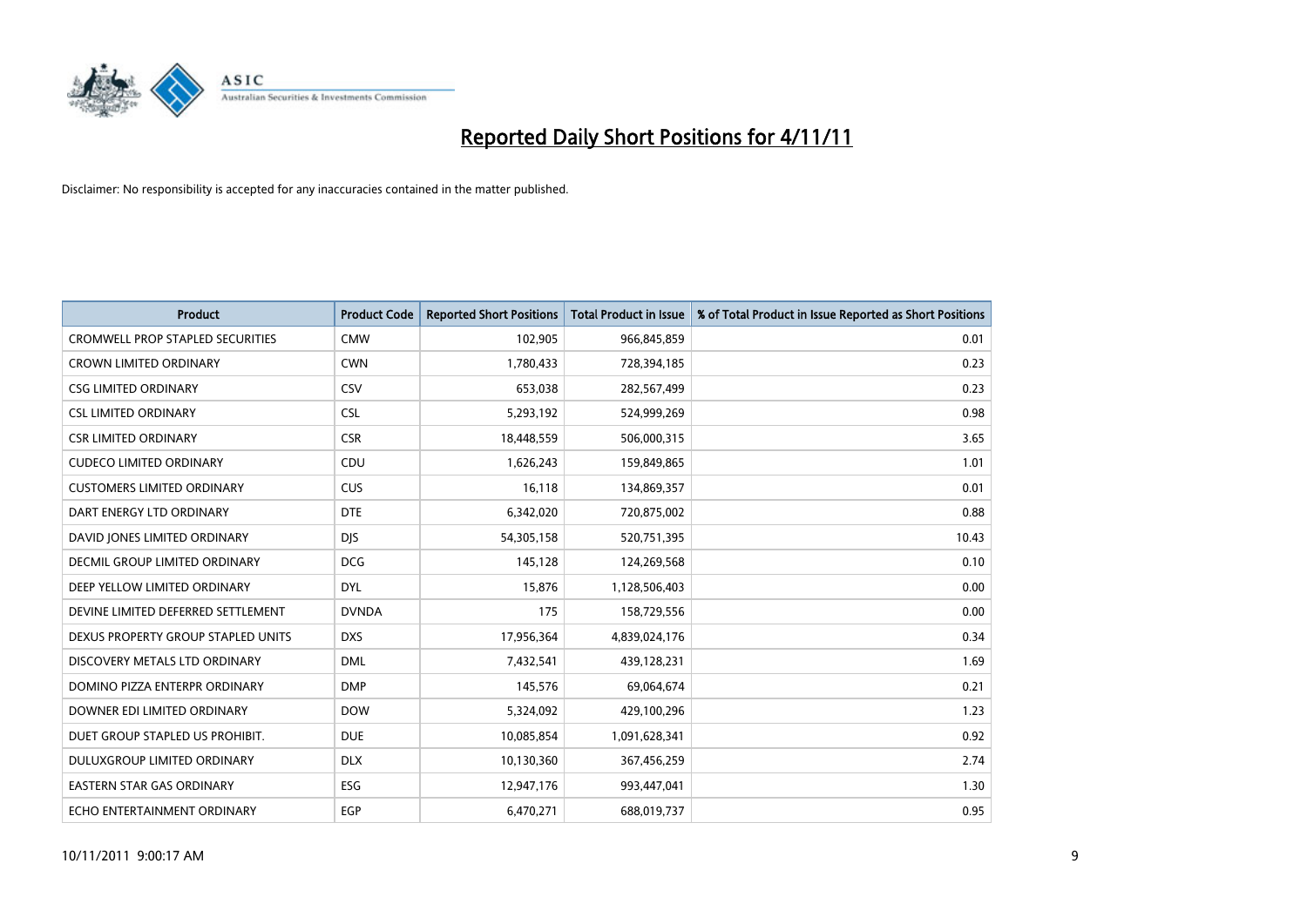# Reported Daily Short Positions for 4/11/11

Disclaimer: No responsibility is accepted for any inaccuracies contained in the matter published.

| Product | Product Code | Reported Short Positions | Total Product in Issue | % of Total Product in Issue Reported as Short Positions |
| --- | --- | --- | --- | --- |
| CROMWELL PROP STAPLED SECURITIES | CMW | 102,905 | 966,845,859 | 0.01 |
| CROWN LIMITED ORDINARY | CWN | 1,780,433 | 728,394,185 | 0.23 |
| CSG LIMITED ORDINARY | CSV | 653,038 | 282,567,499 | 0.23 |
| CSL LIMITED ORDINARY | CSL | 5,293,192 | 524,999,269 | 0.98 |
| CSR LIMITED ORDINARY | CSR | 18,448,559 | 506,000,315 | 3.65 |
| CUDECO LIMITED ORDINARY | CDU | 1,626,243 | 159,849,865 | 1.01 |
| CUSTOMERS LIMITED ORDINARY | CUS | 16,118 | 134,869,357 | 0.01 |
| DART ENERGY LTD ORDINARY | DTE | 6,342,020 | 720,875,002 | 0.88 |
| DAVID JONES LIMITED ORDINARY | DJS | 54,305,158 | 520,751,395 | 10.43 |
| DECMIL GROUP LIMITED ORDINARY | DCG | 145,128 | 124,269,568 | 0.10 |
| DEEP YELLOW LIMITED ORDINARY | DYL | 15,876 | 1,128,506,403 | 0.00 |
| DEVINE LIMITED DEFERRED SETTLEMENT | DVNDA | 175 | 158,729,556 | 0.00 |
| DEXUS PROPERTY GROUP STAPLED UNITS | DXS | 17,956,364 | 4,839,024,176 | 0.34 |
| DISCOVERY METALS LTD ORDINARY | DML | 7,432,541 | 439,128,231 | 1.69 |
| DOMINO PIZZA ENTERPR ORDINARY | DMP | 145,576 | 69,064,674 | 0.21 |
| DOWNER EDI LIMITED ORDINARY | DOW | 5,324,092 | 429,100,296 | 1.23 |
| DUET GROUP STAPLED US PROHIBIT. | DUE | 10,085,854 | 1,091,628,341 | 0.92 |
| DULUXGROUP LIMITED ORDINARY | DLX | 10,130,360 | 367,456,259 | 2.74 |
| EASTERN STAR GAS ORDINARY | ESG | 12,947,176 | 993,447,041 | 1.30 |
| ECHO ENTERTAINMENT ORDINARY | EGP | 6,470,271 | 688,019,737 | 0.95 |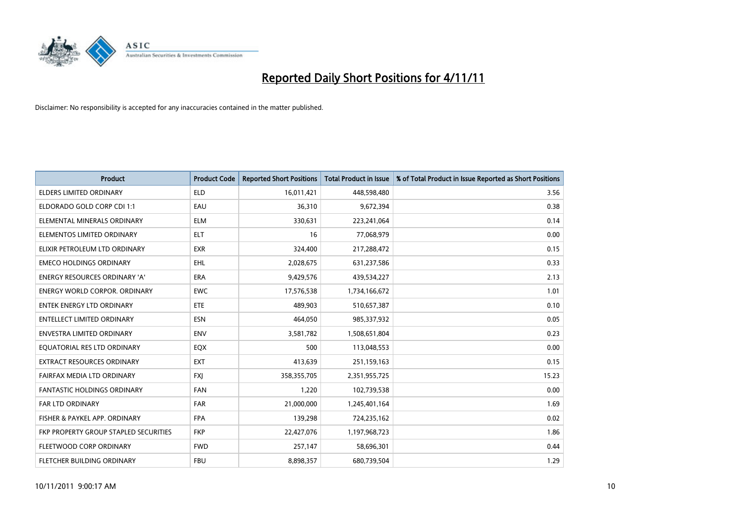# Reported Daily Short Positions for 4/11/11

Disclaimer: No responsibility is accepted for any inaccuracies contained in the matter published.

| Product | Product Code | Reported Short Positions | Total Product in Issue | % of Total Product in Issue Reported as Short Positions |
|---|---|---|---|---|
| ELDERS LIMITED ORDINARY | ELD | 16,011,421 | 448,598,480 | 3.56 |
| ELDORADO GOLD CORP CDI 1:1 | EAU | 36,310 | 9,672,394 | 0.38 |
| ELEMENTAL MINERALS ORDINARY | ELM | 330,631 | 223,241,064 | 0.14 |
| ELEMENTOS LIMITED ORDINARY | ELT | 16 | 77,068,979 | 0.00 |
| ELIXIR PETROLEUM LTD ORDINARY | EXR | 324,400 | 217,288,472 | 0.15 |
| EMECO HOLDINGS ORDINARY | EHL | 2,028,675 | 631,237,586 | 0.33 |
| ENERGY RESOURCES ORDINARY 'A' | ERA | 9,429,576 | 439,534,227 | 2.13 |
| ENERGY WORLD CORPOR. ORDINARY | EWC | 17,576,538 | 1,734,166,672 | 1.01 |
| ENTEK ENERGY LTD ORDINARY | ETE | 489,903 | 510,657,387 | 0.10 |
| ENTELLECT LIMITED ORDINARY | ESN | 464,050 | 985,337,932 | 0.05 |
| ENVESTRA LIMITED ORDINARY | ENV | 3,581,782 | 1,508,651,804 | 0.23 |
| EQUATORIAL RES LTD ORDINARY | EQX | 500 | 113,048,553 | 0.00 |
| EXTRACT RESOURCES ORDINARY | EXT | 413,639 | 251,159,163 | 0.15 |
| FAIRFAX MEDIA LTD ORDINARY | FXJ | 358,355,705 | 2,351,955,725 | 15.23 |
| FANTASTIC HOLDINGS ORDINARY | FAN | 1,220 | 102,739,538 | 0.00 |
| FAR LTD ORDINARY | FAR | 21,000,000 | 1,245,401,164 | 1.69 |
| FISHER & PAYKEL APP. ORDINARY | FPA | 139,298 | 724,235,162 | 0.02 |
| FKP PROPERTY GROUP STAPLED SECURITIES | FKP | 22,427,076 | 1,197,968,723 | 1.86 |
| FLEETWOOD CORP ORDINARY | FWD | 257,147 | 58,696,301 | 0.44 |
| FLETCHER BUILDING ORDINARY | FBU | 8,898,357 | 680,739,504 | 1.29 |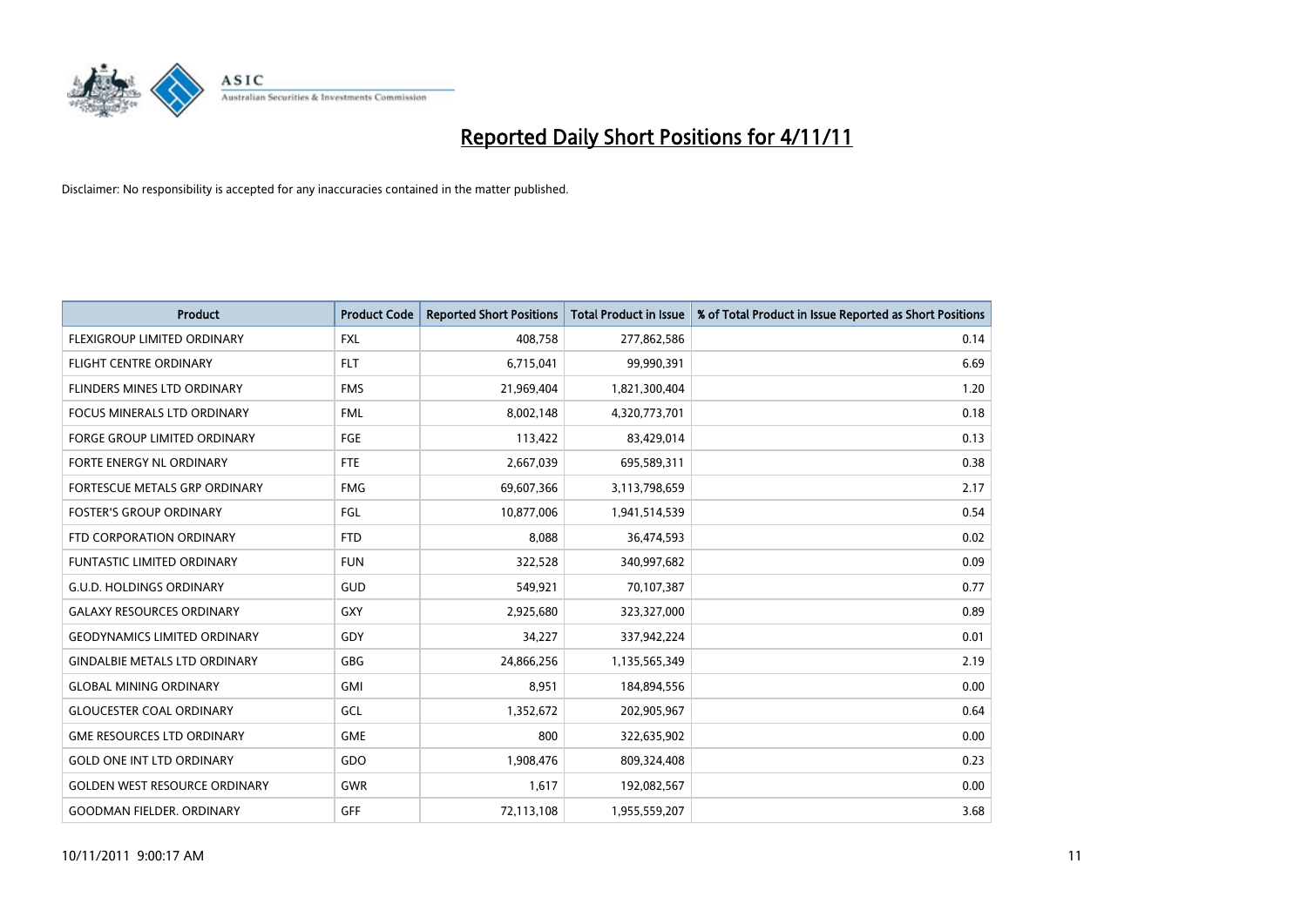# Reported Daily Short Positions for 4/11/11

Disclaimer: No responsibility is accepted for any inaccuracies contained in the matter published.

| Product | Product Code | Reported Short Positions | Total Product in Issue | % of Total Product in Issue Reported as Short Positions |
|---|---|---|---|---|
| FLEXIGROUP LIMITED ORDINARY | FXL | 408,758 | 277,862,586 | 0.14 |
| FLIGHT CENTRE ORDINARY | FLT | 6,715,041 | 99,990,391 | 6.69 |
| FLINDERS MINES LTD ORDINARY | FMS | 21,969,404 | 1,821,300,404 | 1.20 |
| FOCUS MINERALS LTD ORDINARY | FML | 8,002,148 | 4,320,773,701 | 0.18 |
| FORGE GROUP LIMITED ORDINARY | FGE | 113,422 | 83,429,014 | 0.13 |
| FORTE ENERGY NL ORDINARY | FTE | 2,667,039 | 695,589,311 | 0.38 |
| FORTESCUE METALS GRP ORDINARY | FMG | 69,607,366 | 3,113,798,659 | 2.17 |
| FOSTER'S GROUP ORDINARY | FGL | 10,877,006 | 1,941,514,539 | 0.54 |
| FTD CORPORATION ORDINARY | FTD | 8,088 | 36,474,593 | 0.02 |
| FUNTASTIC LIMITED ORDINARY | FUN | 322,528 | 340,997,682 | 0.09 |
| G.U.D. HOLDINGS ORDINARY | GUD | 549,921 | 70,107,387 | 0.77 |
| GALAXY RESOURCES ORDINARY | GXY | 2,925,680 | 323,327,000 | 0.89 |
| GEODYNAMICS LIMITED ORDINARY | GDY | 34,227 | 337,942,224 | 0.01 |
| GINDALBIE METALS LTD ORDINARY | GBG | 24,866,256 | 1,135,565,349 | 2.19 |
| GLOBAL MINING ORDINARY | GMI | 8,951 | 184,894,556 | 0.00 |
| GLOUCESTER COAL ORDINARY | GCL | 1,352,672 | 202,905,967 | 0.64 |
| GME RESOURCES LTD ORDINARY | GME | 800 | 322,635,902 | 0.00 |
| GOLD ONE INT LTD ORDINARY | GDO | 1,908,476 | 809,324,408 | 0.23 |
| GOLDEN WEST RESOURCE ORDINARY | GWR | 1,617 | 192,082,567 | 0.00 |
| GOODMAN FIELDER. ORDINARY | GFF | 72,113,108 | 1,955,559,207 | 3.68 |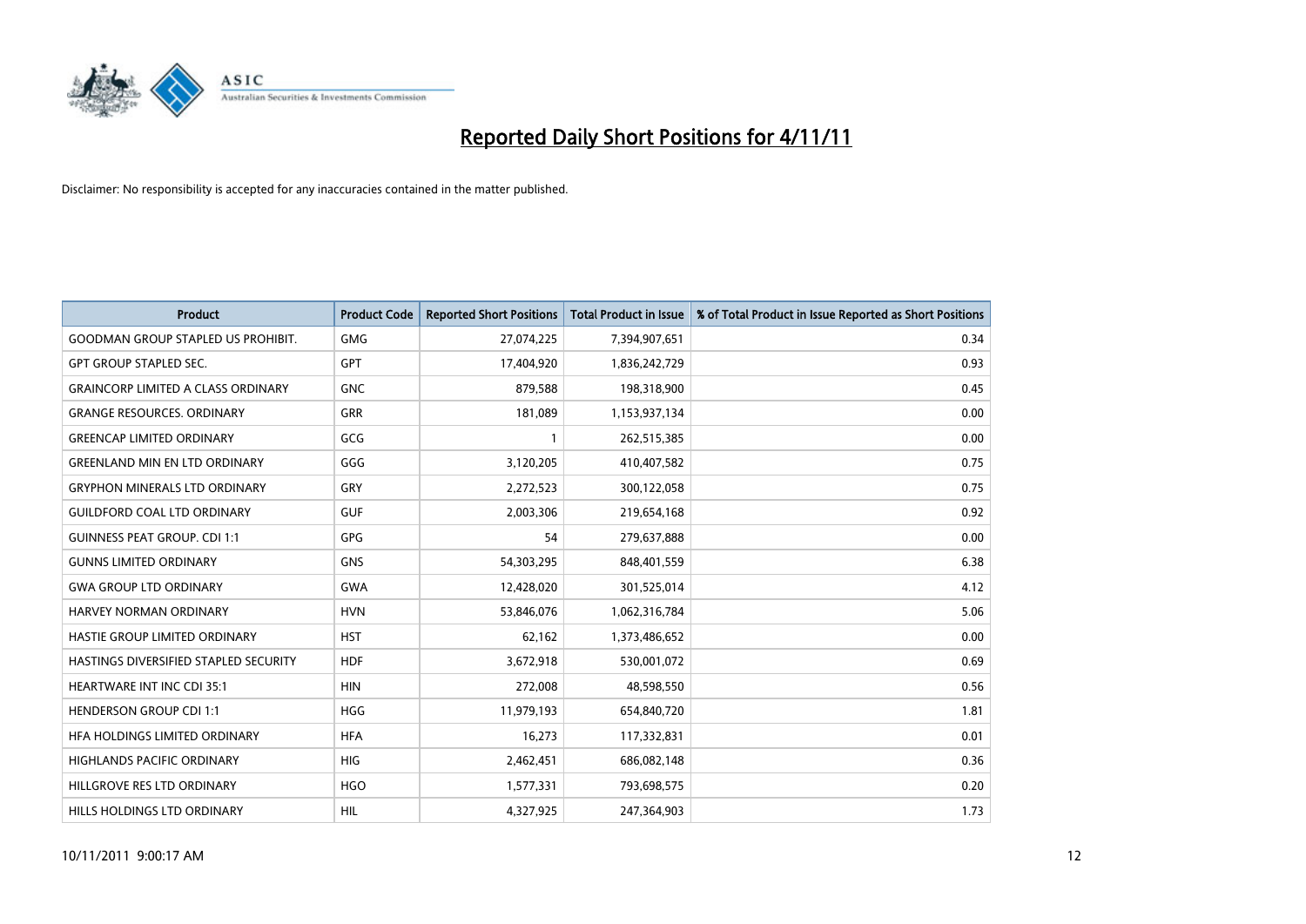# Reported Daily Short Positions for 4/11/11

Disclaimer: No responsibility is accepted for any inaccuracies contained in the matter published.

| Product | Product Code | Reported Short Positions | Total Product in Issue | % of Total Product in Issue Reported as Short Positions |
|---|---|---|---|---|
| GOODMAN GROUP STAPLED US PROHIBIT. | GMG | 27,074,225 | 7,394,907,651 | 0.34 |
| GPT GROUP STAPLED SEC. | GPT | 17,404,920 | 1,836,242,729 | 0.93 |
| GRAINCORP LIMITED A CLASS ORDINARY | GNC | 879,588 | 198,318,900 | 0.45 |
| GRANGE RESOURCES. ORDINARY | GRR | 181,089 | 1,153,937,134 | 0.00 |
| GREENCAP LIMITED ORDINARY | GCG | 1 | 262,515,385 | 0.00 |
| GREENLAND MIN EN LTD ORDINARY | GGG | 3,120,205 | 410,407,582 | 0.75 |
| GRYPHON MINERALS LTD ORDINARY | GRY | 2,272,523 | 300,122,058 | 0.75 |
| GUILDFORD COAL LTD ORDINARY | GUF | 2,003,306 | 219,654,168 | 0.92 |
| GUINNESS PEAT GROUP. CDI 1:1 | GPG | 54 | 279,637,888 | 0.00 |
| GUNNS LIMITED ORDINARY | GNS | 54,303,295 | 848,401,559 | 6.38 |
| GWA GROUP LTD ORDINARY | GWA | 12,428,020 | 301,525,014 | 4.12 |
| HARVEY NORMAN ORDINARY | HVN | 53,846,076 | 1,062,316,784 | 5.06 |
| HASTIE GROUP LIMITED ORDINARY | HST | 62,162 | 1,373,486,652 | 0.00 |
| HASTINGS DIVERSIFIED STAPLED SECURITY | HDF | 3,672,918 | 530,001,072 | 0.69 |
| HEARTWARE INT INC CDI 35:1 | HIN | 272,008 | 48,598,550 | 0.56 |
| HENDERSON GROUP CDI 1:1 | HGG | 11,979,193 | 654,840,720 | 1.81 |
| HFA HOLDINGS LIMITED ORDINARY | HFA | 16,273 | 117,332,831 | 0.01 |
| HIGHLANDS PACIFIC ORDINARY | HIG | 2,462,451 | 686,082,148 | 0.36 |
| HILLGROVE RES LTD ORDINARY | HGO | 1,577,331 | 793,698,575 | 0.20 |
| HILLS HOLDINGS LTD ORDINARY | HIL | 4,327,925 | 247,364,903 | 1.73 |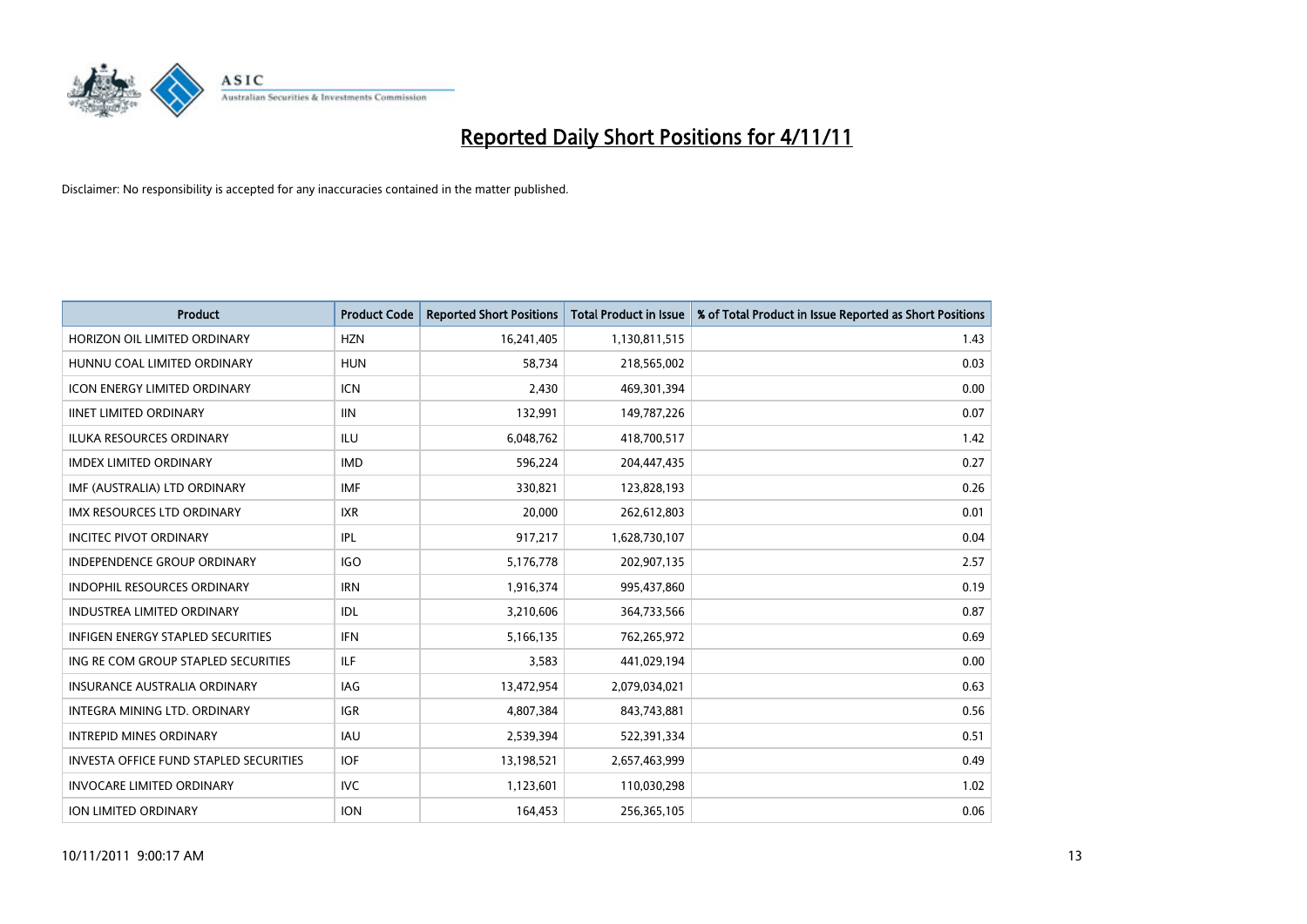# Reported Daily Short Positions for 4/11/11

Disclaimer: No responsibility is accepted for any inaccuracies contained in the matter published.

| Product | Product Code | Reported Short Positions | Total Product in Issue | % of Total Product in Issue Reported as Short Positions |
|---|---|---|---|---|
| HORIZON OIL LIMITED ORDINARY | HZN | 16,241,405 | 1,130,811,515 | 1.43 |
| HUNNU COAL LIMITED ORDINARY | HUN | 58,734 | 218,565,002 | 0.03 |
| ICON ENERGY LIMITED ORDINARY | ICN | 2,430 | 469,301,394 | 0.00 |
| IINET LIMITED ORDINARY | IIN | 132,991 | 149,787,226 | 0.07 |
| ILUKA RESOURCES ORDINARY | ILU | 6,048,762 | 418,700,517 | 1.42 |
| IMDEX LIMITED ORDINARY | IMD | 596,224 | 204,447,435 | 0.27 |
| IMF (AUSTRALIA) LTD ORDINARY | IMF | 330,821 | 123,828,193 | 0.26 |
| IMX RESOURCES LTD ORDINARY | IXR | 20,000 | 262,612,803 | 0.01 |
| INCITEC PIVOT ORDINARY | IPL | 917,217 | 1,628,730,107 | 0.04 |
| INDEPENDENCE GROUP ORDINARY | IGO | 5,176,778 | 202,907,135 | 2.57 |
| INDOPHIL RESOURCES ORDINARY | IRN | 1,916,374 | 995,437,860 | 0.19 |
| INDUSTREA LIMITED ORDINARY | IDL | 3,210,606 | 364,733,566 | 0.87 |
| INFIGEN ENERGY STAPLED SECURITIES | IFN | 5,166,135 | 762,265,972 | 0.69 |
| ING RE COM GROUP STAPLED SECURITIES | ILF | 3,583 | 441,029,194 | 0.00 |
| INSURANCE AUSTRALIA ORDINARY | IAG | 13,472,954 | 2,079,034,021 | 0.63 |
| INTEGRA MINING LTD. ORDINARY | IGR | 4,807,384 | 843,743,881 | 0.56 |
| INTREPID MINES ORDINARY | IAU | 2,539,394 | 522,391,334 | 0.51 |
| INVESTA OFFICE FUND STAPLED SECURITIES | IOF | 13,198,521 | 2,657,463,999 | 0.49 |
| INVOCARE LIMITED ORDINARY | IVC | 1,123,601 | 110,030,298 | 1.02 |
| ION LIMITED ORDINARY | ION | 164,453 | 256,365,105 | 0.06 |

10/11/2011 9:00:17 AM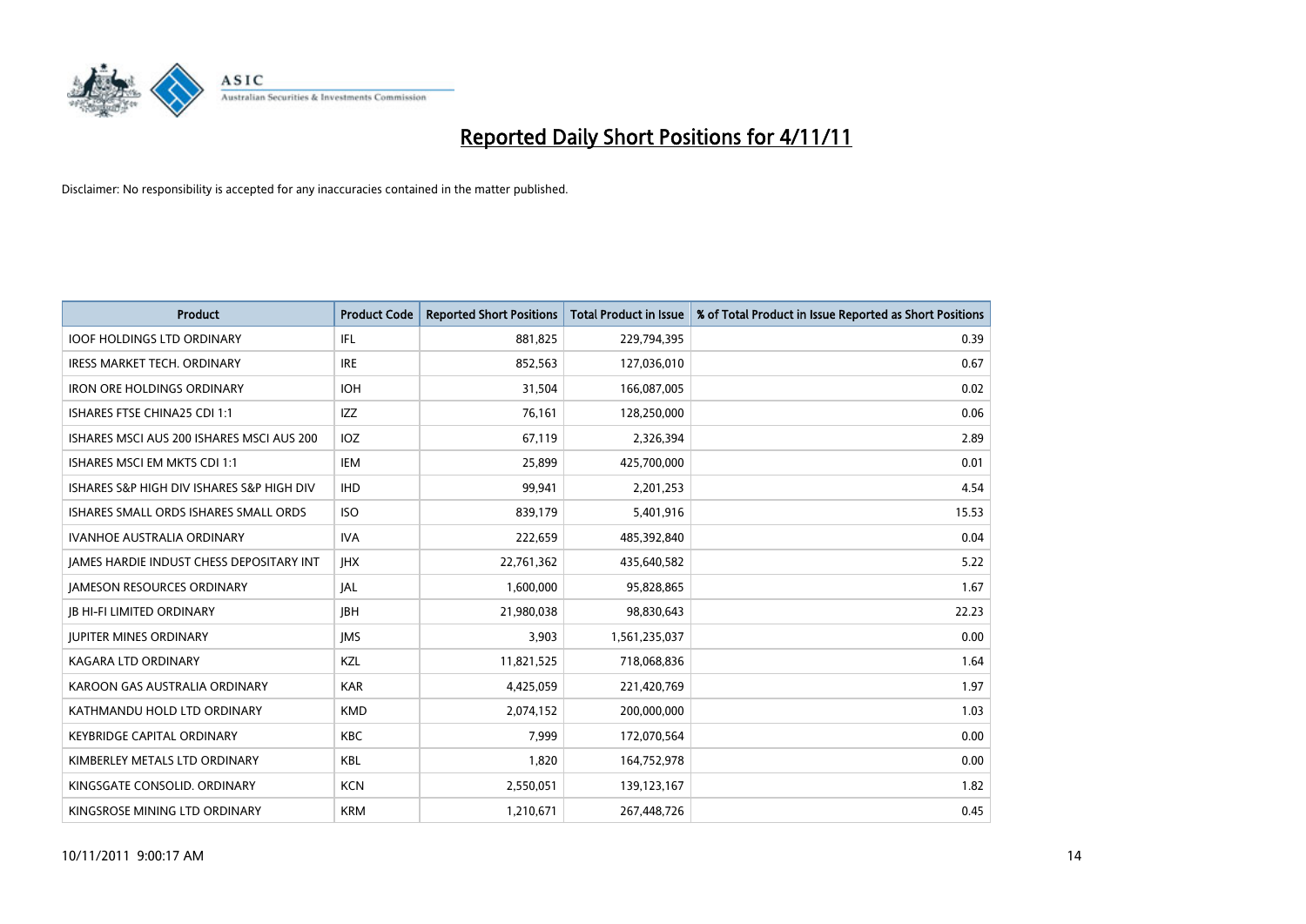# Reported Daily Short Positions for 4/11/11

Disclaimer: No responsibility is accepted for any inaccuracies contained in the matter published.

| Product | Product Code | Reported Short Positions | Total Product in Issue | % of Total Product in Issue Reported as Short Positions |
|---|---|---|---|---|
| IOOF HOLDINGS LTD ORDINARY | IFL | 881,825 | 229,794,395 | 0.39 |
| IRESS MARKET TECH. ORDINARY | IRE | 852,563 | 127,036,010 | 0.67 |
| IRON ORE HOLDINGS ORDINARY | IOH | 31,504 | 166,087,005 | 0.02 |
| ISHARES FTSE CHINA25 CDI 1:1 | IZZ | 76,161 | 128,250,000 | 0.06 |
| ISHARES MSCI AUS 200 ISHARES MSCI AUS 200 | IOZ | 67,119 | 2,326,394 | 2.89 |
| ISHARES MSCI EM MKTS CDI 1:1 | IEM | 25,899 | 425,700,000 | 0.01 |
| ISHARES S&P HIGH DIV ISHARES S&P HIGH DIV | IHD | 99,941 | 2,201,253 | 4.54 |
| ISHARES SMALL ORDS ISHARES SMALL ORDS | ISO | 839,179 | 5,401,916 | 15.53 |
| IVANHOE AUSTRALIA ORDINARY | IVA | 222,659 | 485,392,840 | 0.04 |
| JAMES HARDIE INDUST CHESS DEPOSITARY INT | JHX | 22,761,362 | 435,640,582 | 5.22 |
| JAMESON RESOURCES ORDINARY | JAL | 1,600,000 | 95,828,865 | 1.67 |
| JB HI-FI LIMITED ORDINARY | JBH | 21,980,038 | 98,830,643 | 22.23 |
| JUPITER MINES ORDINARY | JMS | 3,903 | 1,561,235,037 | 0.00 |
| KAGARA LTD ORDINARY | KZL | 11,821,525 | 718,068,836 | 1.64 |
| KAROON GAS AUSTRALIA ORDINARY | KAR | 4,425,059 | 221,420,769 | 1.97 |
| KATHMANDU HOLD LTD ORDINARY | KMD | 2,074,152 | 200,000,000 | 1.03 |
| KEYBRIDGE CAPITAL ORDINARY | KBC | 7,999 | 172,070,564 | 0.00 |
| KIMBERLEY METALS LTD ORDINARY | KBL | 1,820 | 164,752,978 | 0.00 |
| KINGSGATE CONSOLID. ORDINARY | KCN | 2,550,051 | 139,123,167 | 1.82 |
| KINGSROSE MINING LTD ORDINARY | KRM | 1,210,671 | 267,448,726 | 0.45 |

10/11/2011 9:00:17 AM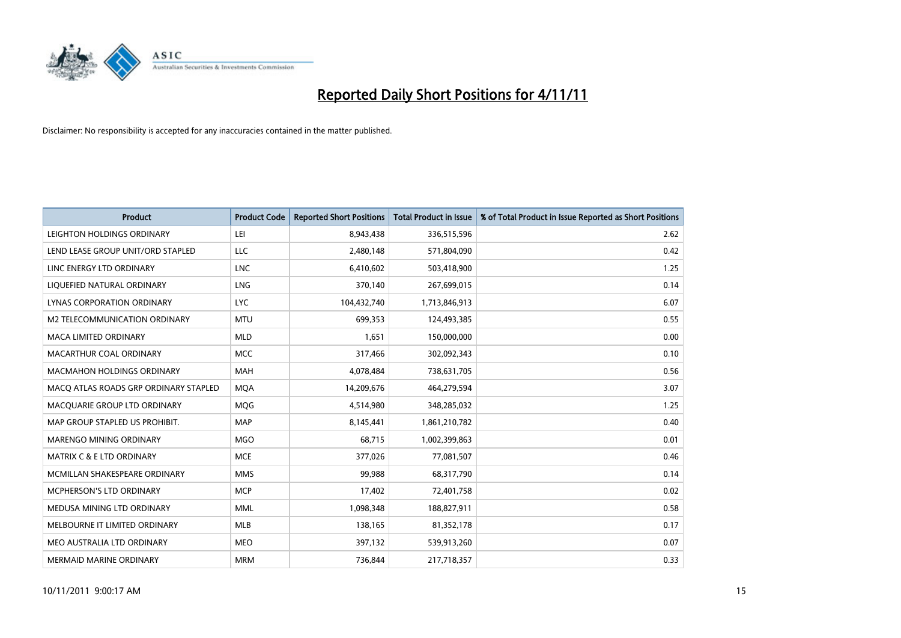# Reported Daily Short Positions for 4/11/11

Disclaimer: No responsibility is accepted for any inaccuracies contained in the matter published.

| Product | Product Code | Reported Short Positions | Total Product in Issue | % of Total Product in Issue Reported as Short Positions |
|---|---|---|---|---|
| LEIGHTON HOLDINGS ORDINARY | LEI | 8,943,438 | 336,515,596 | 2.62 |
| LEND LEASE GROUP UNIT/ORD STAPLED | LLC | 2,480,148 | 571,804,090 | 0.42 |
| LINC ENERGY LTD ORDINARY | LNC | 6,410,602 | 503,418,900 | 1.25 |
| LIQUEFIED NATURAL ORDINARY | LNG | 370,140 | 267,699,015 | 0.14 |
| LYNAS CORPORATION ORDINARY | LYC | 104,432,740 | 1,713,846,913 | 6.07 |
| M2 TELECOMMUNICATION ORDINARY | MTU | 699,353 | 124,493,385 | 0.55 |
| MACA LIMITED ORDINARY | MLD | 1,651 | 150,000,000 | 0.00 |
| MACARTHUR COAL ORDINARY | MCC | 317,466 | 302,092,343 | 0.10 |
| MACMAHON HOLDINGS ORDINARY | MAH | 4,078,484 | 738,631,705 | 0.56 |
| MACQ ATLAS ROADS GRP ORDINARY STAPLED | MQA | 14,209,676 | 464,279,594 | 3.07 |
| MACQUARIE GROUP LTD ORDINARY | MQG | 4,514,980 | 348,285,032 | 1.25 |
| MAP GROUP STAPLED US PROHIBIT. | MAP | 8,145,441 | 1,861,210,782 | 0.40 |
| MARENGO MINING ORDINARY | MGO | 68,715 | 1,002,399,863 | 0.01 |
| MATRIX C & E LTD ORDINARY | MCE | 377,026 | 77,081,507 | 0.46 |
| MCMILLAN SHAKESPEARE ORDINARY | MMS | 99,988 | 68,317,790 | 0.14 |
| MCPHERSON'S LTD ORDINARY | MCP | 17,402 | 72,401,758 | 0.02 |
| MEDUSA MINING LTD ORDINARY | MML | 1,098,348 | 188,827,911 | 0.58 |
| MELBOURNE IT LIMITED ORDINARY | MLB | 138,165 | 81,352,178 | 0.17 |
| MEO AUSTRALIA LTD ORDINARY | MEO | 397,132 | 539,913,260 | 0.07 |
| MERMAID MARINE ORDINARY | MRM | 736,844 | 217,718,357 | 0.33 |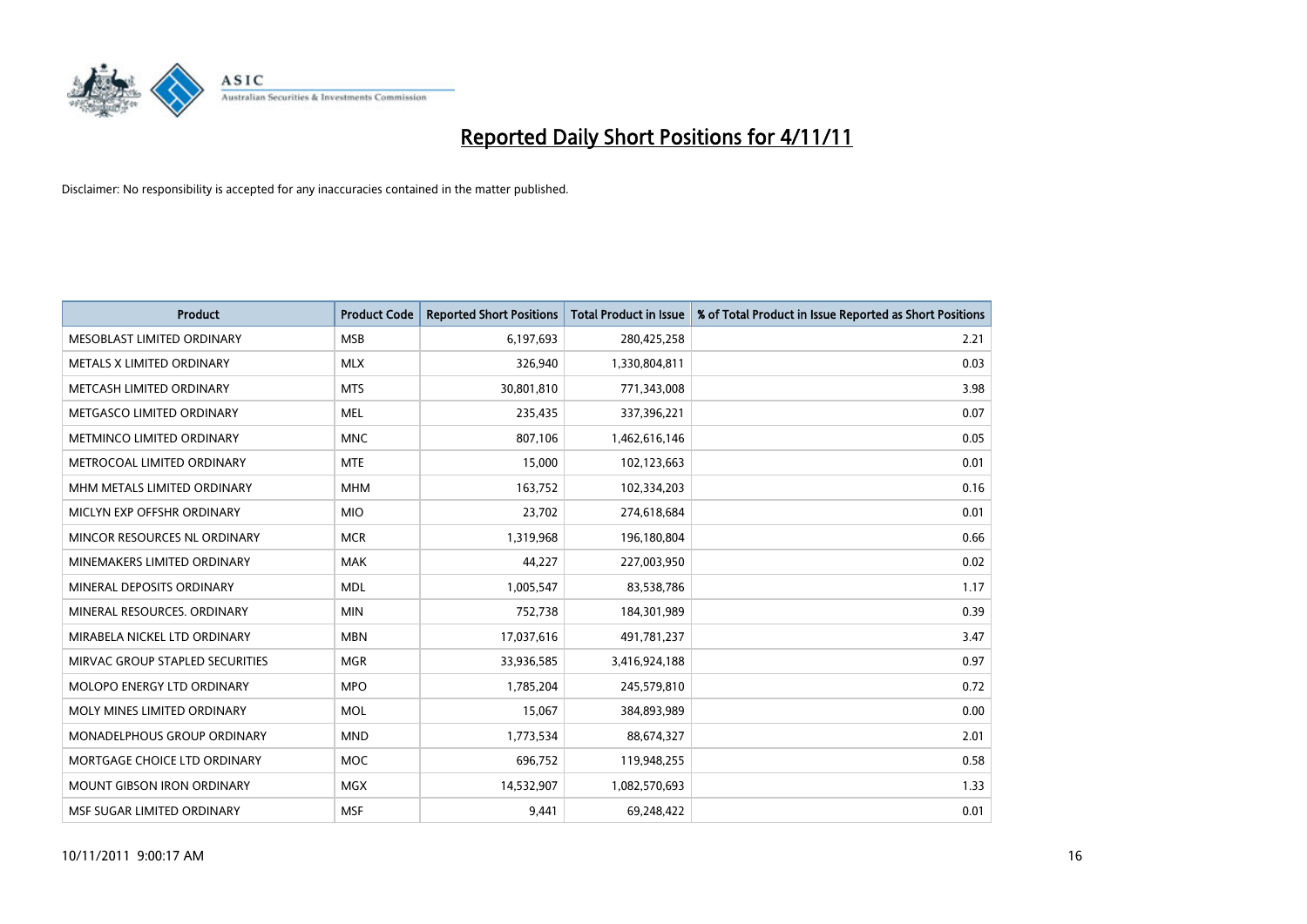# Reported Daily Short Positions for 4/11/11

Disclaimer: No responsibility is accepted for any inaccuracies contained in the matter published.

| Product | Product Code | Reported Short Positions | Total Product in Issue | % of Total Product in Issue Reported as Short Positions |
|---|---|---|---|---|
| MESOBLAST LIMITED ORDINARY | MSB | 6,197,693 | 280,425,258 | 2.21 |
| METALS X LIMITED ORDINARY | MLX | 326,940 | 1,330,804,811 | 0.03 |
| METCASH LIMITED ORDINARY | MTS | 30,801,810 | 771,343,008 | 3.98 |
| METGASCO LIMITED ORDINARY | MEL | 235,435 | 337,396,221 | 0.07 |
| METMINCO LIMITED ORDINARY | MNC | 807,106 | 1,462,616,146 | 0.05 |
| METROCOAL LIMITED ORDINARY | MTE | 15,000 | 102,123,663 | 0.01 |
| MHM METALS LIMITED ORDINARY | MHM | 163,752 | 102,334,203 | 0.16 |
| MICLYN EXP OFFSHR ORDINARY | MIO | 23,702 | 274,618,684 | 0.01 |
| MINCOR RESOURCES NL ORDINARY | MCR | 1,319,968 | 196,180,804 | 0.66 |
| MINEMAKERS LIMITED ORDINARY | MAK | 44,227 | 227,003,950 | 0.02 |
| MINERAL DEPOSITS ORDINARY | MDL | 1,005,547 | 83,538,786 | 1.17 |
| MINERAL RESOURCES. ORDINARY | MIN | 752,738 | 184,301,989 | 0.39 |
| MIRABELA NICKEL LTD ORDINARY | MBN | 17,037,616 | 491,781,237 | 3.47 |
| MIRVAC GROUP STAPLED SECURITIES | MGR | 33,936,585 | 3,416,924,188 | 0.97 |
| MOLOPO ENERGY LTD ORDINARY | MPO | 1,785,204 | 245,579,810 | 0.72 |
| MOLY MINES LIMITED ORDINARY | MOL | 15,067 | 384,893,989 | 0.00 |
| MONADELPHOUS GROUP ORDINARY | MND | 1,773,534 | 88,674,327 | 2.01 |
| MORTGAGE CHOICE LTD ORDINARY | MOC | 696,752 | 119,948,255 | 0.58 |
| MOUNT GIBSON IRON ORDINARY | MGX | 14,532,907 | 1,082,570,693 | 1.33 |
| MSF SUGAR LIMITED ORDINARY | MSF | 9,441 | 69,248,422 | 0.01 |

10/11/2011 9:00:17 AM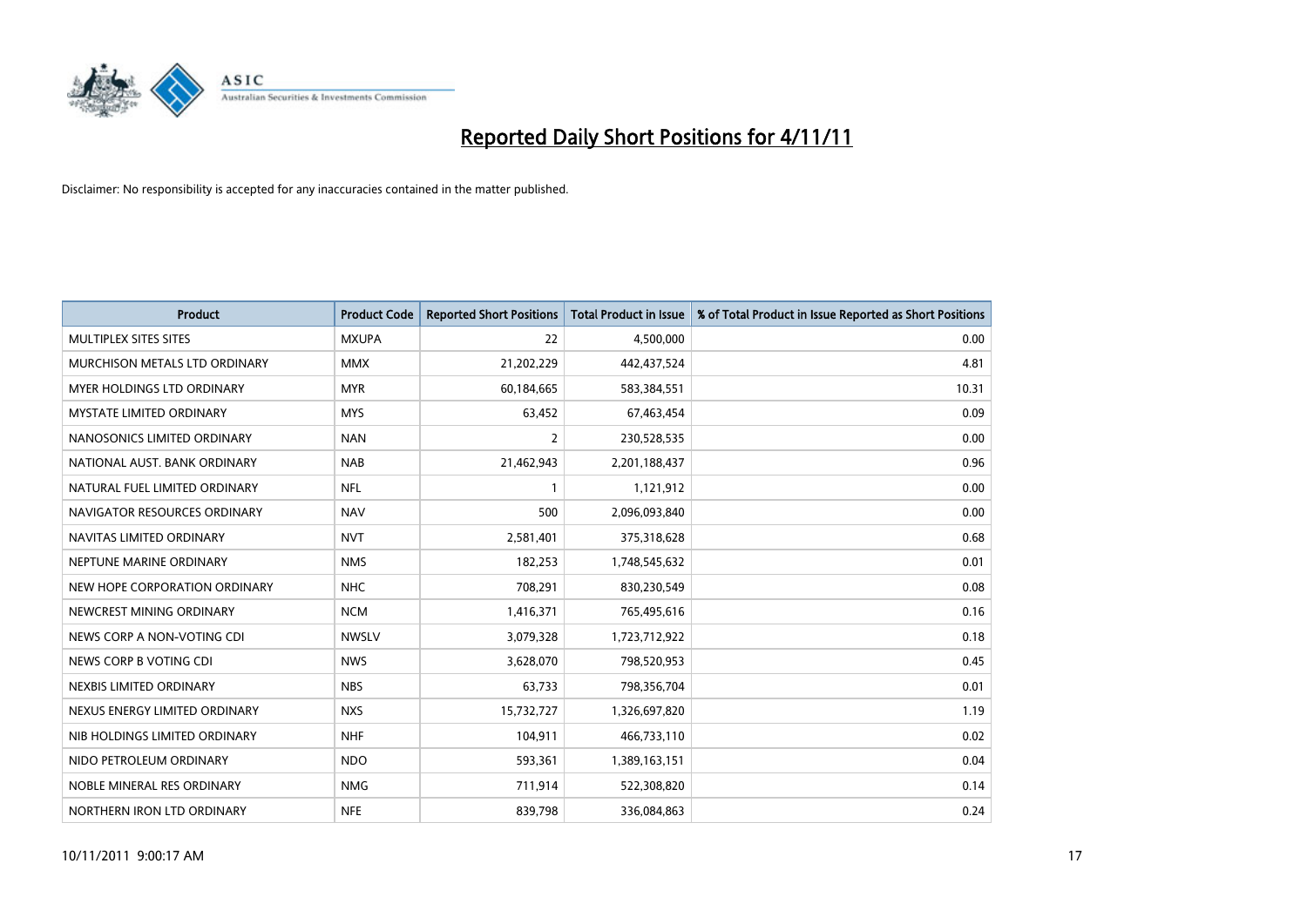# Reported Daily Short Positions for 4/11/11

Disclaimer: No responsibility is accepted for any inaccuracies contained in the matter published.

| Product | Product Code | Reported Short Positions | Total Product in Issue | % of Total Product in Issue Reported as Short Positions |
|---|---|---|---|---|
| MULTIPLEX SITES SITES | MXUPA | 22 | 4,500,000 | 0.00 |
| MURCHISON METALS LTD ORDINARY | MMX | 21,202,229 | 442,437,524 | 4.81 |
| MYER HOLDINGS LTD ORDINARY | MYR | 60,184,665 | 583,384,551 | 10.31 |
| MYSTATE LIMITED ORDINARY | MYS | 63,452 | 67,463,454 | 0.09 |
| NANOSONICS LIMITED ORDINARY | NAN | 2 | 230,528,535 | 0.00 |
| NATIONAL AUST. BANK ORDINARY | NAB | 21,462,943 | 2,201,188,437 | 0.96 |
| NATURAL FUEL LIMITED ORDINARY | NFL | 1 | 1,121,912 | 0.00 |
| NAVIGATOR RESOURCES ORDINARY | NAV | 500 | 2,096,093,840 | 0.00 |
| NAVITAS LIMITED ORDINARY | NVT | 2,581,401 | 375,318,628 | 0.68 |
| NEPTUNE MARINE ORDINARY | NMS | 182,253 | 1,748,545,632 | 0.01 |
| NEW HOPE CORPORATION ORDINARY | NHC | 708,291 | 830,230,549 | 0.08 |
| NEWCREST MINING ORDINARY | NCM | 1,416,371 | 765,495,616 | 0.16 |
| NEWS CORP A NON-VOTING CDI | NWSLV | 3,079,328 | 1,723,712,922 | 0.18 |
| NEWS CORP B VOTING CDI | NWS | 3,628,070 | 798,520,953 | 0.45 |
| NEXBIS LIMITED ORDINARY | NBS | 63,733 | 798,356,704 | 0.01 |
| NEXUS ENERGY LIMITED ORDINARY | NXS | 15,732,727 | 1,326,697,820 | 1.19 |
| NIB HOLDINGS LIMITED ORDINARY | NHF | 104,911 | 466,733,110 | 0.02 |
| NIDO PETROLEUM ORDINARY | NDO | 593,361 | 1,389,163,151 | 0.04 |
| NOBLE MINERAL RES ORDINARY | NMG | 711,914 | 522,308,820 | 0.14 |
| NORTHERN IRON LTD ORDINARY | NFE | 839,798 | 336,084,863 | 0.24 |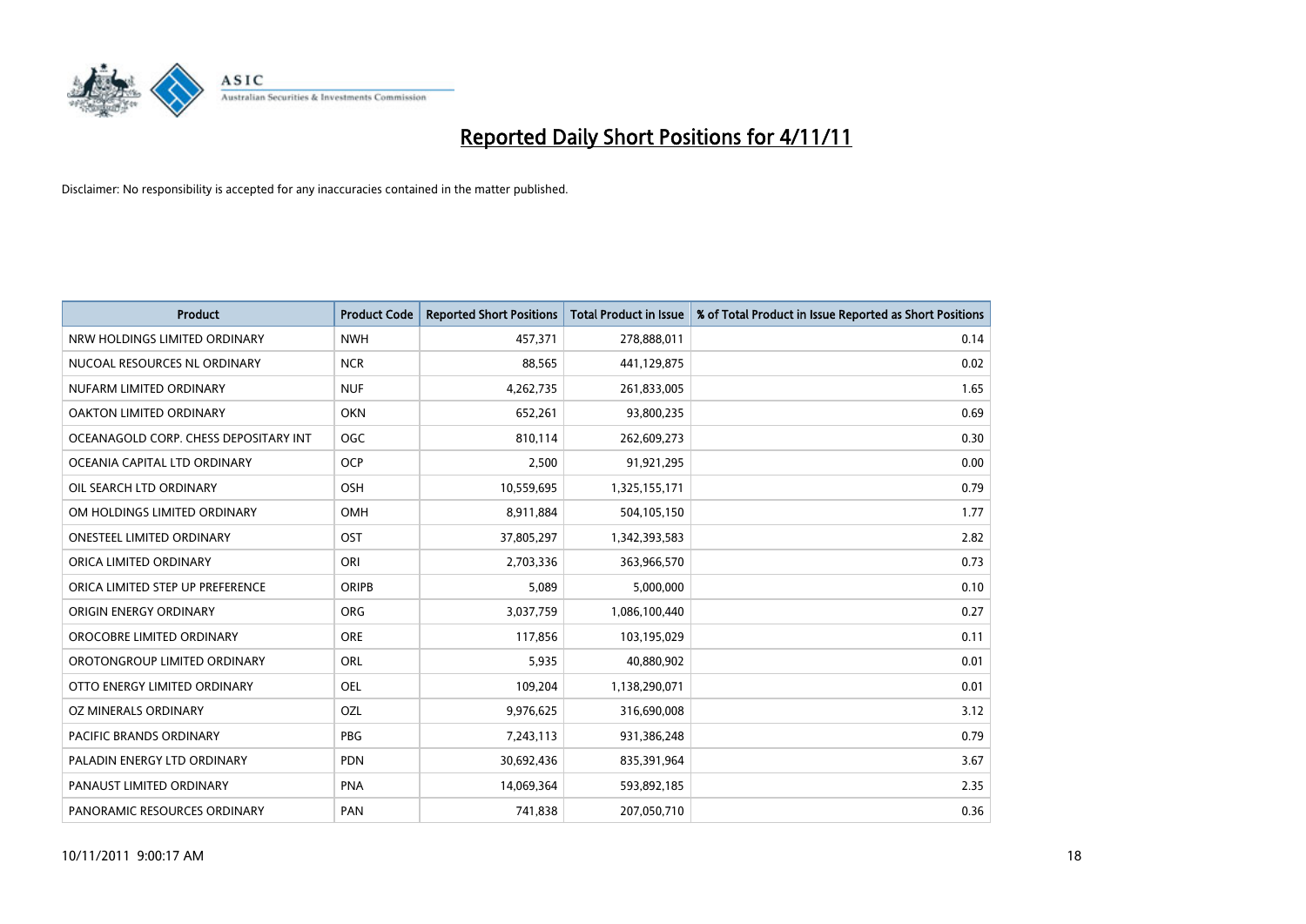# Reported Daily Short Positions for 4/11/11

Disclaimer: No responsibility is accepted for any inaccuracies contained in the matter published.

| Product | Product Code | Reported Short Positions | Total Product in Issue | % of Total Product in Issue Reported as Short Positions |
|---|---|---|---|---|
| NRW HOLDINGS LIMITED ORDINARY | NWH | 457,371 | 278,888,011 | 0.14 |
| NUCOAL RESOURCES NL ORDINARY | NCR | 88,565 | 441,129,875 | 0.02 |
| NUFARM LIMITED ORDINARY | NUF | 4,262,735 | 261,833,005 | 1.65 |
| OAKTON LIMITED ORDINARY | OKN | 652,261 | 93,800,235 | 0.69 |
| OCEANAGOLD CORP. CHESS DEPOSITARY INT | OGC | 810,114 | 262,609,273 | 0.30 |
| OCEANIA CAPITAL LTD ORDINARY | OCP | 2,500 | 91,921,295 | 0.00 |
| OIL SEARCH LTD ORDINARY | OSH | 10,559,695 | 1,325,155,171 | 0.79 |
| OM HOLDINGS LIMITED ORDINARY | OMH | 8,911,884 | 504,105,150 | 1.77 |
| ONESTEEL LIMITED ORDINARY | OST | 37,805,297 | 1,342,393,583 | 2.82 |
| ORICA LIMITED ORDINARY | ORI | 2,703,336 | 363,966,570 | 0.73 |
| ORICA LIMITED STEP UP PREFERENCE | ORIPB | 5,089 | 5,000,000 | 0.10 |
| ORIGIN ENERGY ORDINARY | ORG | 3,037,759 | 1,086,100,440 | 0.27 |
| OROCOBRE LIMITED ORDINARY | ORE | 117,856 | 103,195,029 | 0.11 |
| OROTONGROUP LIMITED ORDINARY | ORL | 5,935 | 40,880,902 | 0.01 |
| OTTO ENERGY LIMITED ORDINARY | OEL | 109,204 | 1,138,290,071 | 0.01 |
| OZ MINERALS ORDINARY | OZL | 9,976,625 | 316,690,008 | 3.12 |
| PACIFIC BRANDS ORDINARY | PBG | 7,243,113 | 931,386,248 | 0.79 |
| PALADIN ENERGY LTD ORDINARY | PDN | 30,692,436 | 835,391,964 | 3.67 |
| PANAUST LIMITED ORDINARY | PNA | 14,069,364 | 593,892,185 | 2.35 |
| PANORAMIC RESOURCES ORDINARY | PAN | 741,838 | 207,050,710 | 0.36 |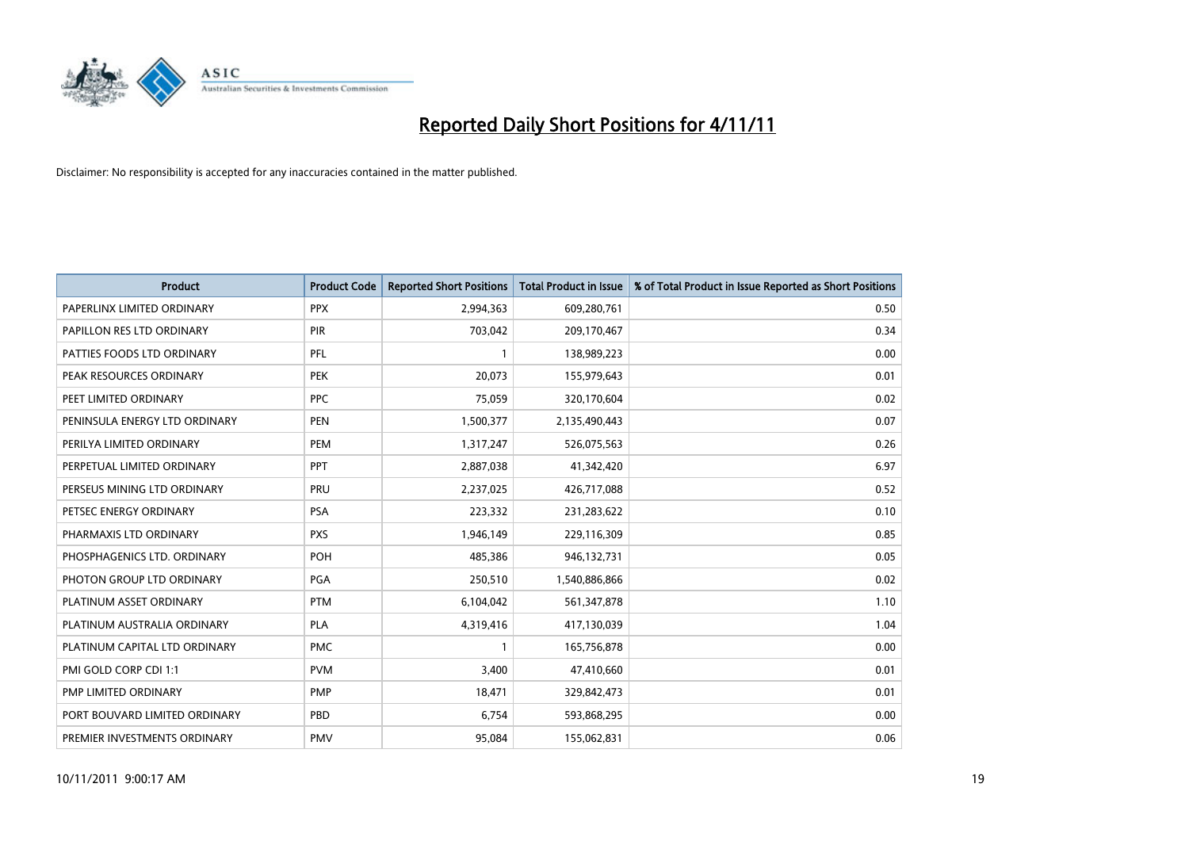# Reported Daily Short Positions for 4/11/11

Disclaimer: No responsibility is accepted for any inaccuracies contained in the matter published.

| Product | Product Code | Reported Short Positions | Total Product in Issue | % of Total Product in Issue Reported as Short Positions |
|---|---|---|---|---|
| PAPERLINX LIMITED ORDINARY | PPX | 2,994,363 | 609,280,761 | 0.50 |
| PAPILLON RES LTD ORDINARY | PIR | 703,042 | 209,170,467 | 0.34 |
| PATTIES FOODS LTD ORDINARY | PFL | 1 | 138,989,223 | 0.00 |
| PEAK RESOURCES ORDINARY | PEK | 20,073 | 155,979,643 | 0.01 |
| PEET LIMITED ORDINARY | PPC | 75,059 | 320,170,604 | 0.02 |
| PENINSULA ENERGY LTD ORDINARY | PEN | 1,500,377 | 2,135,490,443 | 0.07 |
| PERILYA LIMITED ORDINARY | PEM | 1,317,247 | 526,075,563 | 0.26 |
| PERPETUAL LIMITED ORDINARY | PPT | 2,887,038 | 41,342,420 | 6.97 |
| PERSEUS MINING LTD ORDINARY | PRU | 2,237,025 | 426,717,088 | 0.52 |
| PETSEC ENERGY ORDINARY | PSA | 223,332 | 231,283,622 | 0.10 |
| PHARMAXIS LTD ORDINARY | PXS | 1,946,149 | 229,116,309 | 0.85 |
| PHOSPHAGENICS LTD. ORDINARY | POH | 485,386 | 946,132,731 | 0.05 |
| PHOTON GROUP LTD ORDINARY | PGA | 250,510 | 1,540,886,866 | 0.02 |
| PLATINUM ASSET ORDINARY | PTM | 6,104,042 | 561,347,878 | 1.10 |
| PLATINUM AUSTRALIA ORDINARY | PLA | 4,319,416 | 417,130,039 | 1.04 |
| PLATINUM CAPITAL LTD ORDINARY | PMC | 1 | 165,756,878 | 0.00 |
| PMI GOLD CORP CDI 1:1 | PVM | 3,400 | 47,410,660 | 0.01 |
| PMP LIMITED ORDINARY | PMP | 18,471 | 329,842,473 | 0.01 |
| PORT BOUVARD LIMITED ORDINARY | PBD | 6,754 | 593,868,295 | 0.00 |
| PREMIER INVESTMENTS ORDINARY | PMV | 95,084 | 155,062,831 | 0.06 |

10/11/2011 9:00:17 AM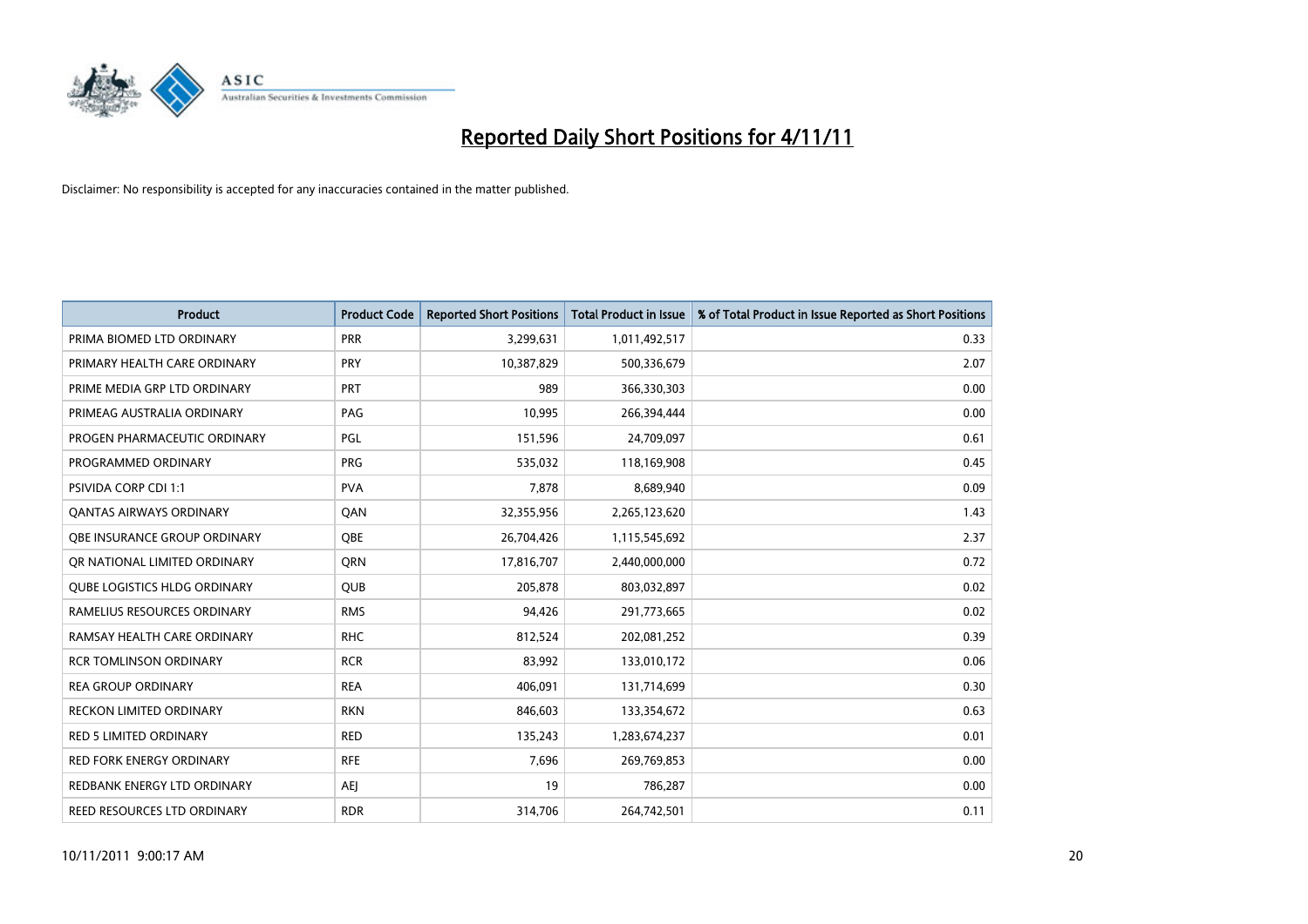# Reported Daily Short Positions for 4/11/11

Disclaimer: No responsibility is accepted for any inaccuracies contained in the matter published.

| Product | Product Code | Reported Short Positions | Total Product in Issue | % of Total Product in Issue Reported as Short Positions |
|---|---|---|---|---|
| PRIMA BIOMED LTD ORDINARY | PRR | 3,299,631 | 1,011,492,517 | 0.33 |
| PRIMARY HEALTH CARE ORDINARY | PRY | 10,387,829 | 500,336,679 | 2.07 |
| PRIME MEDIA GRP LTD ORDINARY | PRT | 989 | 366,330,303 | 0.00 |
| PRIMEAG AUSTRALIA ORDINARY | PAG | 10,995 | 266,394,444 | 0.00 |
| PROGEN PHARMACEUTIC ORDINARY | PGL | 151,596 | 24,709,097 | 0.61 |
| PROGRAMMED ORDINARY | PRG | 535,032 | 118,169,908 | 0.45 |
| PSIVIDA CORP CDI 1:1 | PVA | 7,878 | 8,689,940 | 0.09 |
| QANTAS AIRWAYS ORDINARY | QAN | 32,355,956 | 2,265,123,620 | 1.43 |
| QBE INSURANCE GROUP ORDINARY | QBE | 26,704,426 | 1,115,545,692 | 2.37 |
| QR NATIONAL LIMITED ORDINARY | QRN | 17,816,707 | 2,440,000,000 | 0.72 |
| QUBE LOGISTICS HLDG ORDINARY | QUB | 205,878 | 803,032,897 | 0.02 |
| RAMELIUS RESOURCES ORDINARY | RMS | 94,426 | 291,773,665 | 0.02 |
| RAMSAY HEALTH CARE ORDINARY | RHC | 812,524 | 202,081,252 | 0.39 |
| RCR TOMLINSON ORDINARY | RCR | 83,992 | 133,010,172 | 0.06 |
| REA GROUP ORDINARY | REA | 406,091 | 131,714,699 | 0.30 |
| RECKON LIMITED ORDINARY | RKN | 846,603 | 133,354,672 | 0.63 |
| RED 5 LIMITED ORDINARY | RED | 135,243 | 1,283,674,237 | 0.01 |
| RED FORK ENERGY ORDINARY | RFE | 7,696 | 269,769,853 | 0.00 |
| REDBANK ENERGY LTD ORDINARY | AEJ | 19 | 786,287 | 0.00 |
| REED RESOURCES LTD ORDINARY | RDR | 314,706 | 264,742,501 | 0.11 |

10/11/2011 9:00:17 AM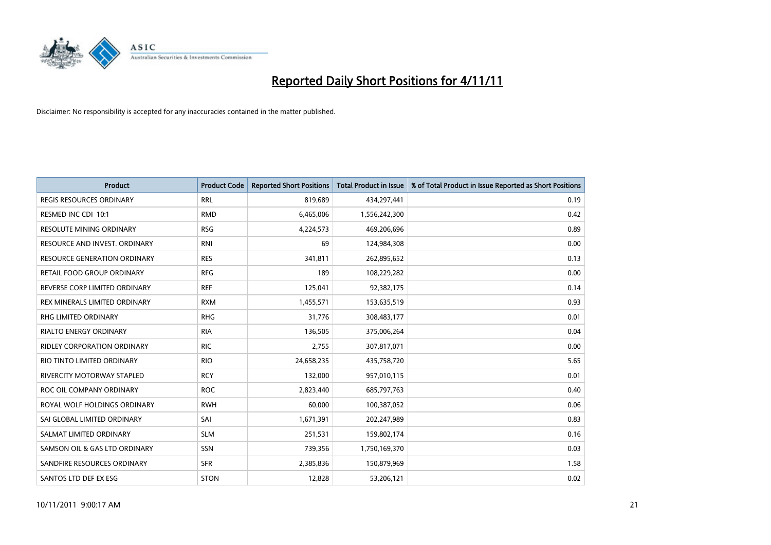# Reported Daily Short Positions for 4/11/11

Disclaimer: No responsibility is accepted for any inaccuracies contained in the matter published.

| Product | Product Code | Reported Short Positions | Total Product in Issue | % of Total Product in Issue Reported as Short Positions |
|---|---|---|---|---|
| REGIS RESOURCES ORDINARY | RRL | 819,689 | 434,297,441 | 0.19 |
| RESMED INC CDI 10:1 | RMD | 6,465,006 | 1,556,242,300 | 0.42 |
| RESOLUTE MINING ORDINARY | RSG | 4,224,573 | 469,206,696 | 0.89 |
| RESOURCE AND INVEST. ORDINARY | RNI | 69 | 124,984,308 | 0.00 |
| RESOURCE GENERATION ORDINARY | RES | 341,811 | 262,895,652 | 0.13 |
| RETAIL FOOD GROUP ORDINARY | RFG | 189 | 108,229,282 | 0.00 |
| REVERSE CORP LIMITED ORDINARY | REF | 125,041 | 92,382,175 | 0.14 |
| REX MINERALS LIMITED ORDINARY | RXM | 1,455,571 | 153,635,519 | 0.93 |
| RHG LIMITED ORDINARY | RHG | 31,776 | 308,483,177 | 0.01 |
| RIALTO ENERGY ORDINARY | RIA | 136,505 | 375,006,264 | 0.04 |
| RIDLEY CORPORATION ORDINARY | RIC | 2,755 | 307,817,071 | 0.00 |
| RIO TINTO LIMITED ORDINARY | RIO | 24,658,235 | 435,758,720 | 5.65 |
| RIVERCITY MOTORWAY STAPLED | RCY | 132,000 | 957,010,115 | 0.01 |
| ROC OIL COMPANY ORDINARY | ROC | 2,823,440 | 685,797,763 | 0.40 |
| ROYAL WOLF HOLDINGS ORDINARY | RWH | 60,000 | 100,387,052 | 0.06 |
| SAI GLOBAL LIMITED ORDINARY | SAI | 1,671,391 | 202,247,989 | 0.83 |
| SALMAT LIMITED ORDINARY | SLM | 251,531 | 159,802,174 | 0.16 |
| SAMSON OIL & GAS LTD ORDINARY | SSN | 739,356 | 1,750,169,370 | 0.03 |
| SANDFIRE RESOURCES ORDINARY | SFR | 2,385,836 | 150,879,969 | 1.58 |
| SANTOS LTD DEF EX ESG | STON | 12,828 | 53,206,121 | 0.02 |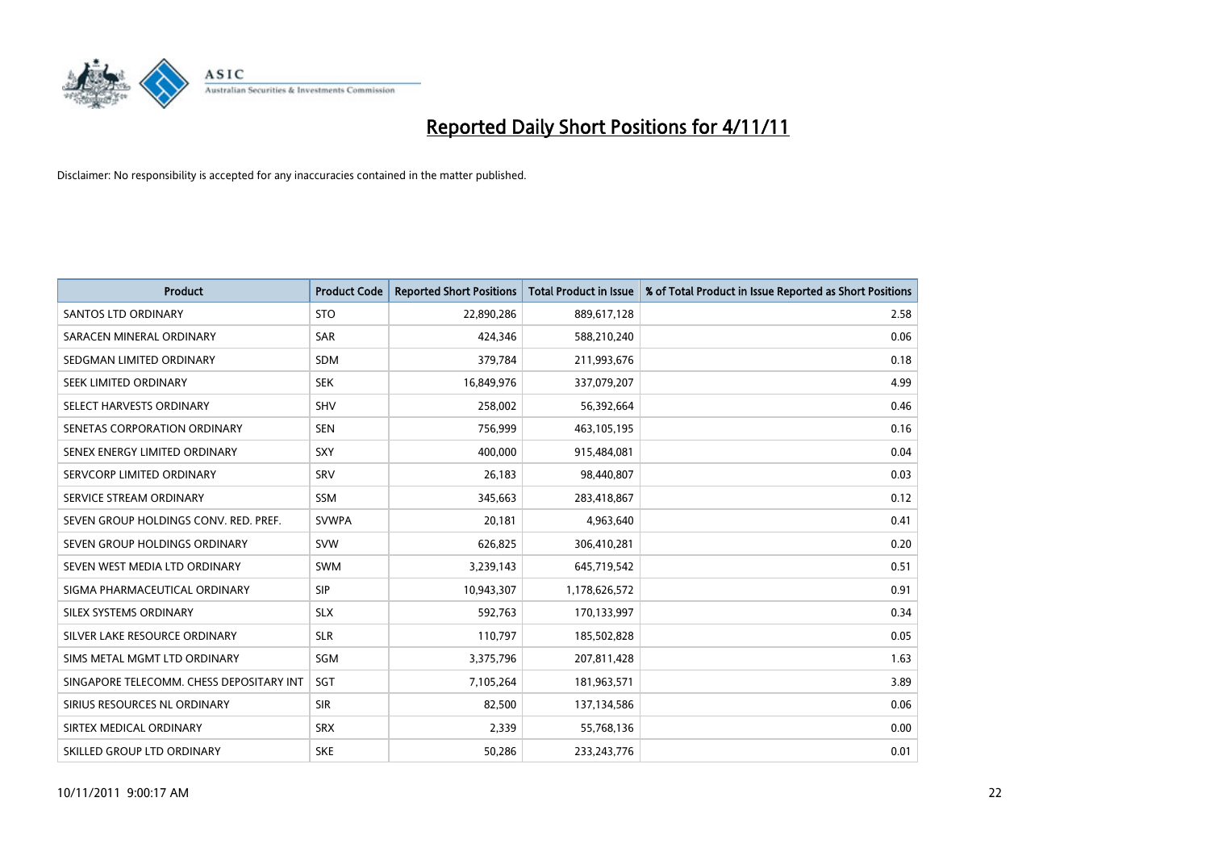# Reported Daily Short Positions for 4/11/11

Disclaimer: No responsibility is accepted for any inaccuracies contained in the matter published.

| Product | Product Code | Reported Short Positions | Total Product in Issue | % of Total Product in Issue Reported as Short Positions |
|---|---|---|---|---|
| SANTOS LTD ORDINARY | STO | 22,890,286 | 889,617,128 | 2.58 |
| SARACEN MINERAL ORDINARY | SAR | 424,346 | 588,210,240 | 0.06 |
| SEDGMAN LIMITED ORDINARY | SDM | 379,784 | 211,993,676 | 0.18 |
| SEEK LIMITED ORDINARY | SEK | 16,849,976 | 337,079,207 | 4.99 |
| SELECT HARVESTS ORDINARY | SHV | 258,002 | 56,392,664 | 0.46 |
| SENETAS CORPORATION ORDINARY | SEN | 756,999 | 463,105,195 | 0.16 |
| SENEX ENERGY LIMITED ORDINARY | SXY | 400,000 | 915,484,081 | 0.04 |
| SERVCORP LIMITED ORDINARY | SRV | 26,183 | 98,440,807 | 0.03 |
| SERVICE STREAM ORDINARY | SSM | 345,663 | 283,418,867 | 0.12 |
| SEVEN GROUP HOLDINGS CONV. RED. PREF. | SVWPA | 20,181 | 4,963,640 | 0.41 |
| SEVEN GROUP HOLDINGS ORDINARY | SVW | 626,825 | 306,410,281 | 0.20 |
| SEVEN WEST MEDIA LTD ORDINARY | SWM | 3,239,143 | 645,719,542 | 0.51 |
| SIGMA PHARMACEUTICAL ORDINARY | SIP | 10,943,307 | 1,178,626,572 | 0.91 |
| SILEX SYSTEMS ORDINARY | SLX | 592,763 | 170,133,997 | 0.34 |
| SILVER LAKE RESOURCE ORDINARY | SLR | 110,797 | 185,502,828 | 0.05 |
| SIMS METAL MGMT LTD ORDINARY | SGM | 3,375,796 | 207,811,428 | 1.63 |
| SINGAPORE TELECOMM. CHESS DEPOSITARY INT | SGT | 7,105,264 | 181,963,571 | 3.89 |
| SIRIUS RESOURCES NL ORDINARY | SIR | 82,500 | 137,134,586 | 0.06 |
| SIRTEX MEDICAL ORDINARY | SRX | 2,339 | 55,768,136 | 0.00 |
| SKILLED GROUP LTD ORDINARY | SKE | 50,286 | 233,243,776 | 0.01 |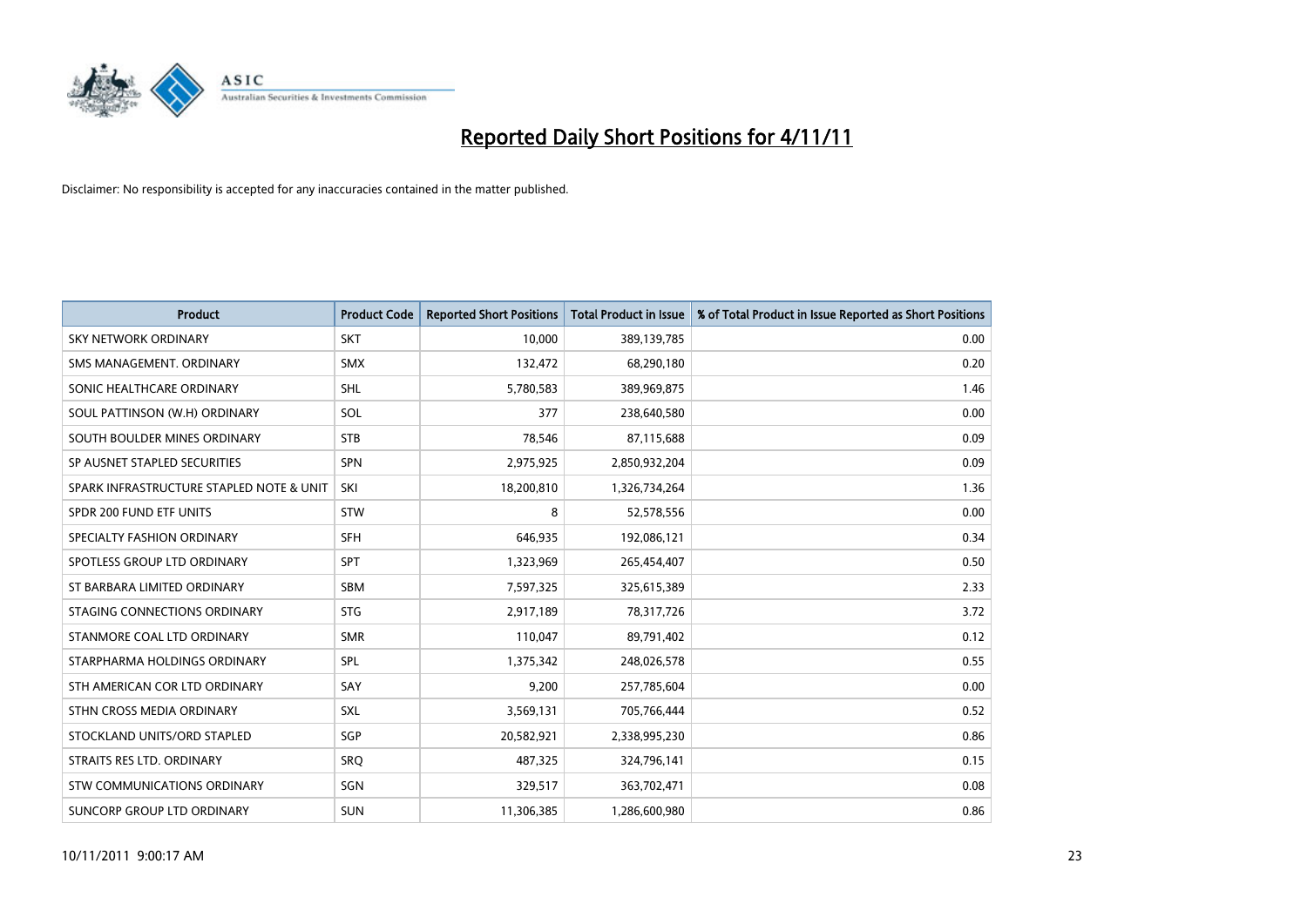# Reported Daily Short Positions for 4/11/11

Disclaimer: No responsibility is accepted for any inaccuracies contained in the matter published.

| Product | Product Code | Reported Short Positions | Total Product in Issue | % of Total Product in Issue Reported as Short Positions |
|---|---|---|---|---|
| SKY NETWORK ORDINARY | SKT | 10,000 | 389,139,785 | 0.00 |
| SMS MANAGEMENT. ORDINARY | SMX | 132,472 | 68,290,180 | 0.20 |
| SONIC HEALTHCARE ORDINARY | SHL | 5,780,583 | 389,969,875 | 1.46 |
| SOUL PATTINSON (W.H) ORDINARY | SOL | 377 | 238,640,580 | 0.00 |
| SOUTH BOULDER MINES ORDINARY | STB | 78,546 | 87,115,688 | 0.09 |
| SP AUSNET STAPLED SECURITIES | SPN | 2,975,925 | 2,850,932,204 | 0.09 |
| SPARK INFRASTRUCTURE STAPLED NOTE & UNIT | SKI | 18,200,810 | 1,326,734,264 | 1.36 |
| SPDR 200 FUND ETF UNITS | STW | 8 | 52,578,556 | 0.00 |
| SPECIALTY FASHION ORDINARY | SFH | 646,935 | 192,086,121 | 0.34 |
| SPOTLESS GROUP LTD ORDINARY | SPT | 1,323,969 | 265,454,407 | 0.50 |
| ST BARBARA LIMITED ORDINARY | SBM | 7,597,325 | 325,615,389 | 2.33 |
| STAGING CONNECTIONS ORDINARY | STG | 2,917,189 | 78,317,726 | 3.72 |
| STANMORE COAL LTD ORDINARY | SMR | 110,047 | 89,791,402 | 0.12 |
| STARPHARMA HOLDINGS ORDINARY | SPL | 1,375,342 | 248,026,578 | 0.55 |
| STH AMERICAN COR LTD ORDINARY | SAY | 9,200 | 257,785,604 | 0.00 |
| STHN CROSS MEDIA ORDINARY | SXL | 3,569,131 | 705,766,444 | 0.52 |
| STOCKLAND UNITS/ORD STAPLED | SGP | 20,582,921 | 2,338,995,230 | 0.86 |
| STRAITS RES LTD. ORDINARY | SRQ | 487,325 | 324,796,141 | 0.15 |
| STW COMMUNICATIONS ORDINARY | SGN | 329,517 | 363,702,471 | 0.08 |
| SUNCORP GROUP LTD ORDINARY | SUN | 11,306,385 | 1,286,600,980 | 0.86 |

10/11/2011 9:00:17 AM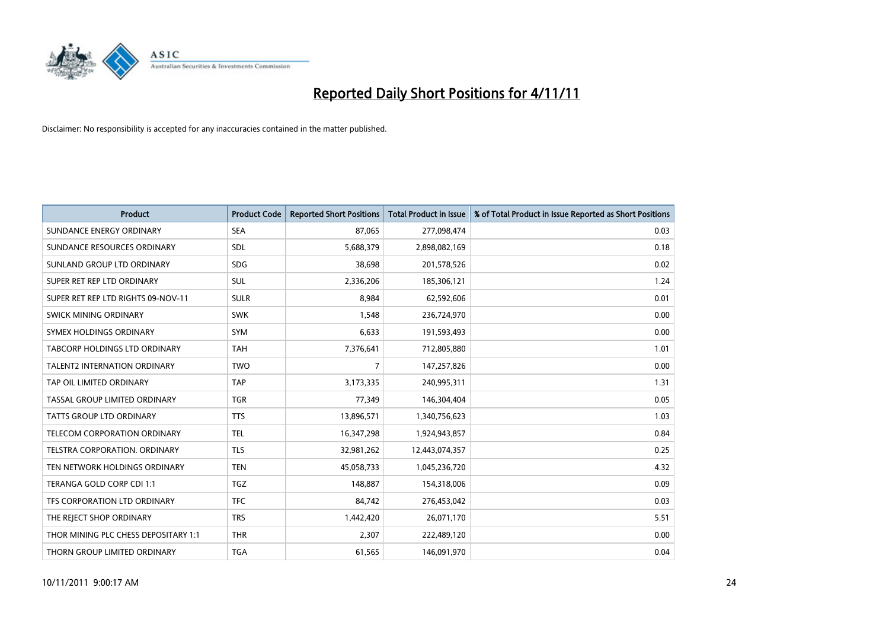# Reported Daily Short Positions for 4/11/11

Disclaimer: No responsibility is accepted for any inaccuracies contained in the matter published.

| Product | Product Code | Reported Short Positions | Total Product in Issue | % of Total Product in Issue Reported as Short Positions |
| --- | --- | --- | --- | --- |
| SUNDANCE ENERGY ORDINARY | SEA | 87,065 | 277,098,474 | 0.03 |
| SUNDANCE RESOURCES ORDINARY | SDL | 5,688,379 | 2,898,082,169 | 0.18 |
| SUNLAND GROUP LTD ORDINARY | SDG | 38,698 | 201,578,526 | 0.02 |
| SUPER RET REP LTD ORDINARY | SUL | 2,336,206 | 185,306,121 | 1.24 |
| SUPER RET REP LTD RIGHTS 09-NOV-11 | SULR | 8,984 | 62,592,606 | 0.01 |
| SWICK MINING ORDINARY | SWK | 1,548 | 236,724,970 | 0.00 |
| SYMEX HOLDINGS ORDINARY | SYM | 6,633 | 191,593,493 | 0.00 |
| TABCORP HOLDINGS LTD ORDINARY | TAH | 7,376,641 | 712,805,880 | 1.01 |
| TALENT2 INTERNATION ORDINARY | TWO | 7 | 147,257,826 | 0.00 |
| TAP OIL LIMITED ORDINARY | TAP | 3,173,335 | 240,995,311 | 1.31 |
| TASSAL GROUP LIMITED ORDINARY | TGR | 77,349 | 146,304,404 | 0.05 |
| TATTS GROUP LTD ORDINARY | TTS | 13,896,571 | 1,340,756,623 | 1.03 |
| TELECOM CORPORATION ORDINARY | TEL | 16,347,298 | 1,924,943,857 | 0.84 |
| TELSTRA CORPORATION. ORDINARY | TLS | 32,981,262 | 12,443,074,357 | 0.25 |
| TEN NETWORK HOLDINGS ORDINARY | TEN | 45,058,733 | 1,045,236,720 | 4.32 |
| TERANGA GOLD CORP CDI 1:1 | TGZ | 148,887 | 154,318,006 | 0.09 |
| TFS CORPORATION LTD ORDINARY | TFC | 84,742 | 276,453,042 | 0.03 |
| THE REJECT SHOP ORDINARY | TRS | 1,442,420 | 26,071,170 | 5.51 |
| THOR MINING PLC CHESS DEPOSITARY 1:1 | THR | 2,307 | 222,489,120 | 0.00 |
| THORN GROUP LIMITED ORDINARY | TGA | 61,565 | 146,091,970 | 0.04 |

10/11/2011 9:00:17 AM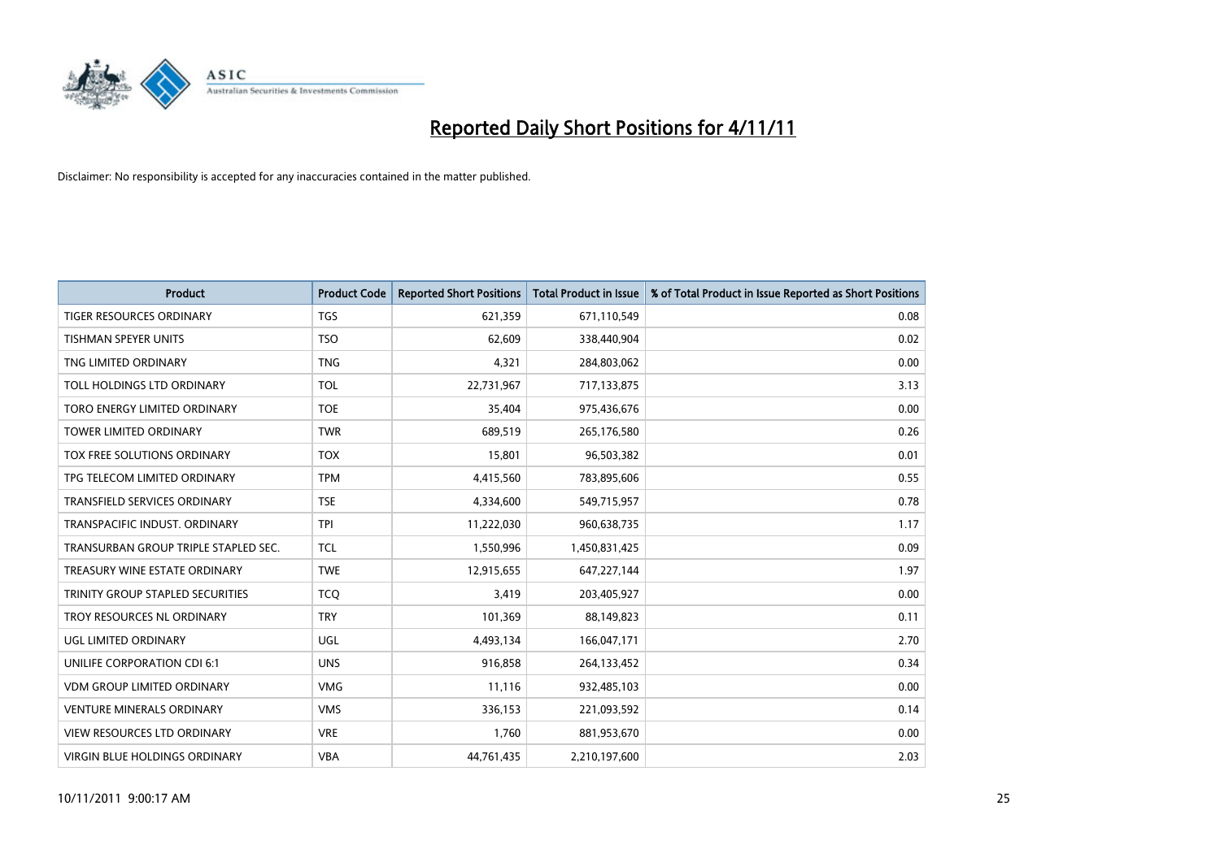# Reported Daily Short Positions for 4/11/11

Disclaimer: No responsibility is accepted for any inaccuracies contained in the matter published.

| Product | Product Code | Reported Short Positions | Total Product in Issue | % of Total Product in Issue Reported as Short Positions |
|---|---|---|---|---|
| TIGER RESOURCES ORDINARY | TGS | 621,359 | 671,110,549 | 0.08 |
| TISHMAN SPEYER UNITS | TSO | 62,609 | 338,440,904 | 0.02 |
| TNG LIMITED ORDINARY | TNG | 4,321 | 284,803,062 | 0.00 |
| TOLL HOLDINGS LTD ORDINARY | TOL | 22,731,967 | 717,133,875 | 3.13 |
| TORO ENERGY LIMITED ORDINARY | TOE | 35,404 | 975,436,676 | 0.00 |
| TOWER LIMITED ORDINARY | TWR | 689,519 | 265,176,580 | 0.26 |
| TOX FREE SOLUTIONS ORDINARY | TOX | 15,801 | 96,503,382 | 0.01 |
| TPG TELECOM LIMITED ORDINARY | TPM | 4,415,560 | 783,895,606 | 0.55 |
| TRANSFIELD SERVICES ORDINARY | TSE | 4,334,600 | 549,715,957 | 0.78 |
| TRANSPACIFIC INDUST. ORDINARY | TPI | 11,222,030 | 960,638,735 | 1.17 |
| TRANSURBAN GROUP TRIPLE STAPLED SEC. | TCL | 1,550,996 | 1,450,831,425 | 0.09 |
| TREASURY WINE ESTATE ORDINARY | TWE | 12,915,655 | 647,227,144 | 1.97 |
| TRINITY GROUP STAPLED SECURITIES | TCQ | 3,419 | 203,405,927 | 0.00 |
| TROY RESOURCES NL ORDINARY | TRY | 101,369 | 88,149,823 | 0.11 |
| UGL LIMITED ORDINARY | UGL | 4,493,134 | 166,047,171 | 2.70 |
| UNILIFE CORPORATION CDI 6:1 | UNS | 916,858 | 264,133,452 | 0.34 |
| VDM GROUP LIMITED ORDINARY | VMG | 11,116 | 932,485,103 | 0.00 |
| VENTURE MINERALS ORDINARY | VMS | 336,153 | 221,093,592 | 0.14 |
| VIEW RESOURCES LTD ORDINARY | VRE | 1,760 | 881,953,670 | 0.00 |
| VIRGIN BLUE HOLDINGS ORDINARY | VBA | 44,761,435 | 2,210,197,600 | 2.03 |

10/11/2011 9:00:17 AM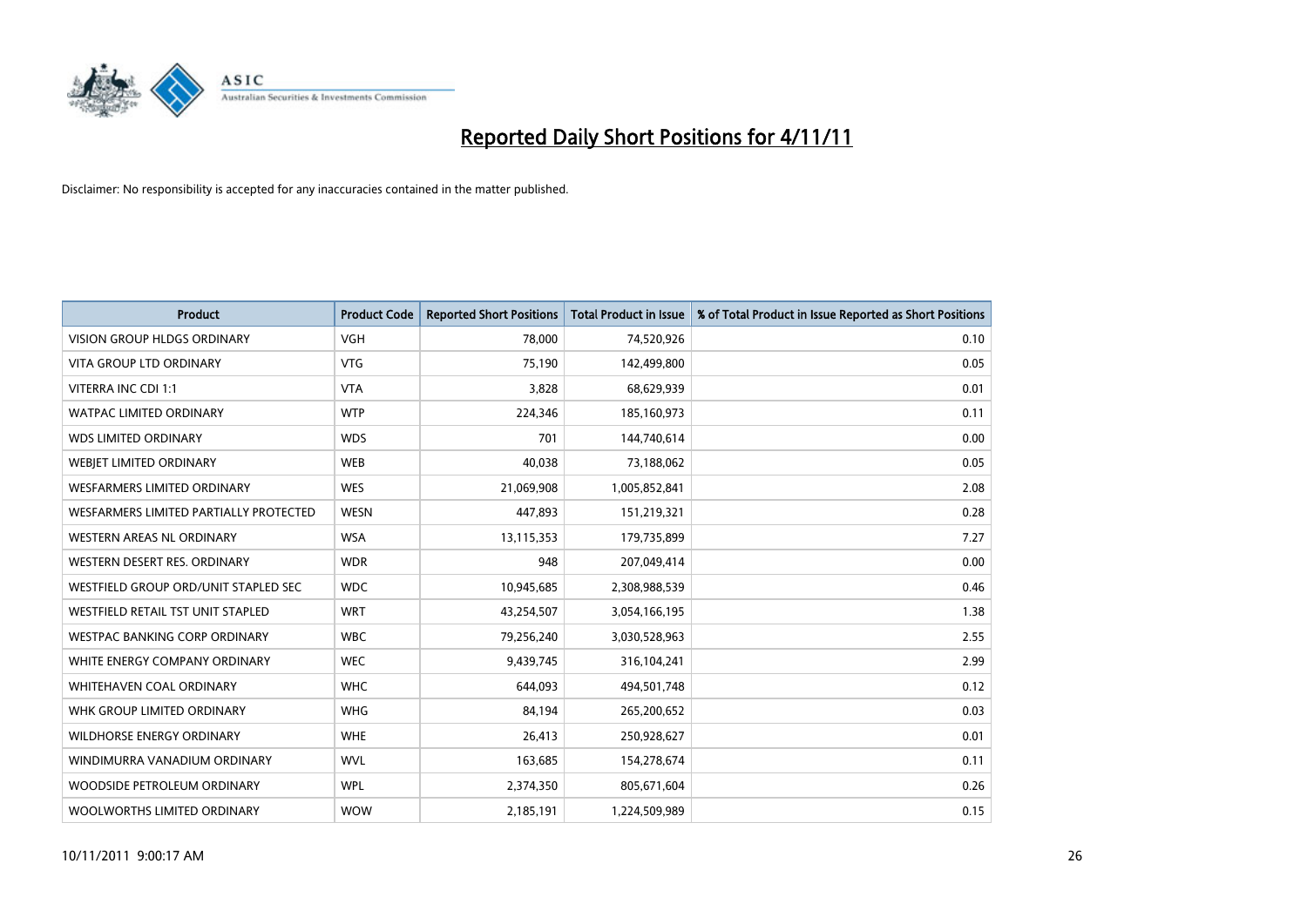# Reported Daily Short Positions for 4/11/11

Disclaimer: No responsibility is accepted for any inaccuracies contained in the matter published.

| Product | Product Code | Reported Short Positions | Total Product in Issue | % of Total Product in Issue Reported as Short Positions |
|---|---|---|---|---|
| VISION GROUP HLDGS ORDINARY | VGH | 78,000 | 74,520,926 | 0.10 |
| VITA GROUP LTD ORDINARY | VTG | 75,190 | 142,499,800 | 0.05 |
| VITERRA INC CDI 1:1 | VTA | 3,828 | 68,629,939 | 0.01 |
| WATPAC LIMITED ORDINARY | WTP | 224,346 | 185,160,973 | 0.11 |
| WDS LIMITED ORDINARY | WDS | 701 | 144,740,614 | 0.00 |
| WEBJET LIMITED ORDINARY | WEB | 40,038 | 73,188,062 | 0.05 |
| WESFARMERS LIMITED ORDINARY | WES | 21,069,908 | 1,005,852,841 | 2.08 |
| WESFARMERS LIMITED PARTIALLY PROTECTED | WESN | 447,893 | 151,219,321 | 0.28 |
| WESTERN AREAS NL ORDINARY | WSA | 13,115,353 | 179,735,899 | 7.27 |
| WESTERN DESERT RES. ORDINARY | WDR | 948 | 207,049,414 | 0.00 |
| WESTFIELD GROUP ORD/UNIT STAPLED SEC | WDC | 10,945,685 | 2,308,988,539 | 0.46 |
| WESTFIELD RETAIL TST UNIT STAPLED | WRT | 43,254,507 | 3,054,166,195 | 1.38 |
| WESTPAC BANKING CORP ORDINARY | WBC | 79,256,240 | 3,030,528,963 | 2.55 |
| WHITE ENERGY COMPANY ORDINARY | WEC | 9,439,745 | 316,104,241 | 2.99 |
| WHITEHAVEN COAL ORDINARY | WHC | 644,093 | 494,501,748 | 0.12 |
| WHK GROUP LIMITED ORDINARY | WHG | 84,194 | 265,200,652 | 0.03 |
| WILDHORSE ENERGY ORDINARY | WHE | 26,413 | 250,928,627 | 0.01 |
| WINDIMURRA VANADIUM ORDINARY | WVL | 163,685 | 154,278,674 | 0.11 |
| WOODSIDE PETROLEUM ORDINARY | WPL | 2,374,350 | 805,671,604 | 0.26 |
| WOOLWORTHS LIMITED ORDINARY | WOW | 2,185,191 | 1,224,509,989 | 0.15 |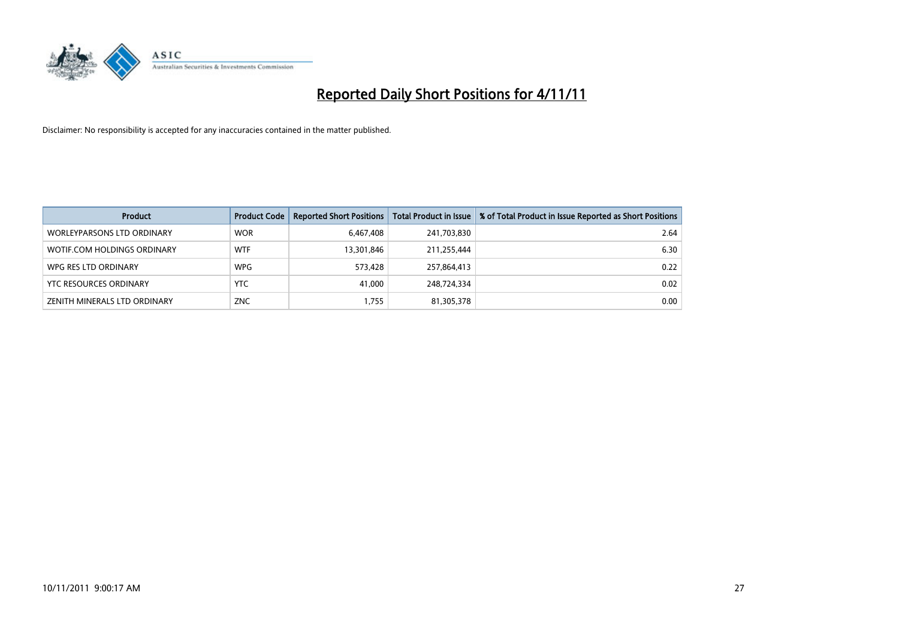# Reported Daily Short Positions for 4/11/11

Disclaimer: No responsibility is accepted for any inaccuracies contained in the matter published.

| Product | Product Code | Reported Short Positions | Total Product in Issue | % of Total Product in Issue Reported as Short Positions |
| --- | --- | --- | --- | --- |
| WORLEYPARSONS LTD ORDINARY | WOR | 6,467,408 | 241,703,830 | 2.64 |
| WOTIF.COM HOLDINGS ORDINARY | WTF | 13,301,846 | 211,255,444 | 6.30 |
| WPG RES LTD ORDINARY | WPG | 573,428 | 257,864,413 | 0.22 |
| YTC RESOURCES ORDINARY | YTC | 41,000 | 248,724,334 | 0.02 |
| ZENITH MINERALS LTD ORDINARY | ZNC | 1,755 | 81,305,378 | 0.00 |